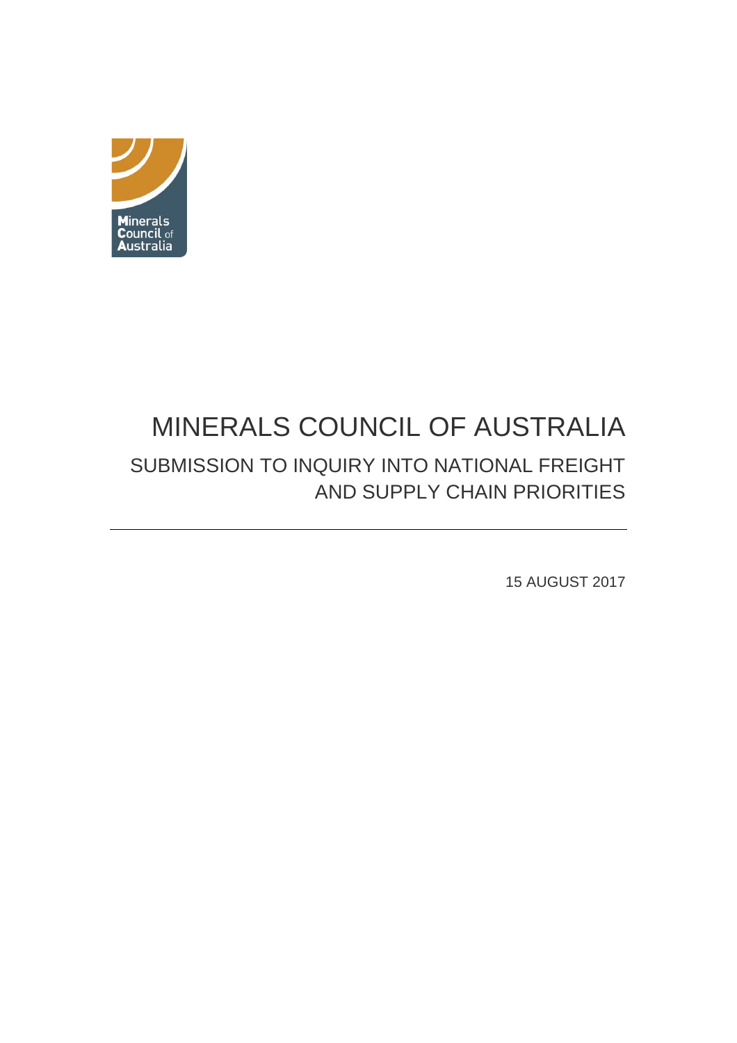Minerals Council of Australia

# MINERALS COUNCIL OF AUSTRALIA

## SUBMISSION TO INQUIRY INTO NATIONAL FREIGHT AND SUPPLY CHAIN PRIORITIES

15 AUGUST 2017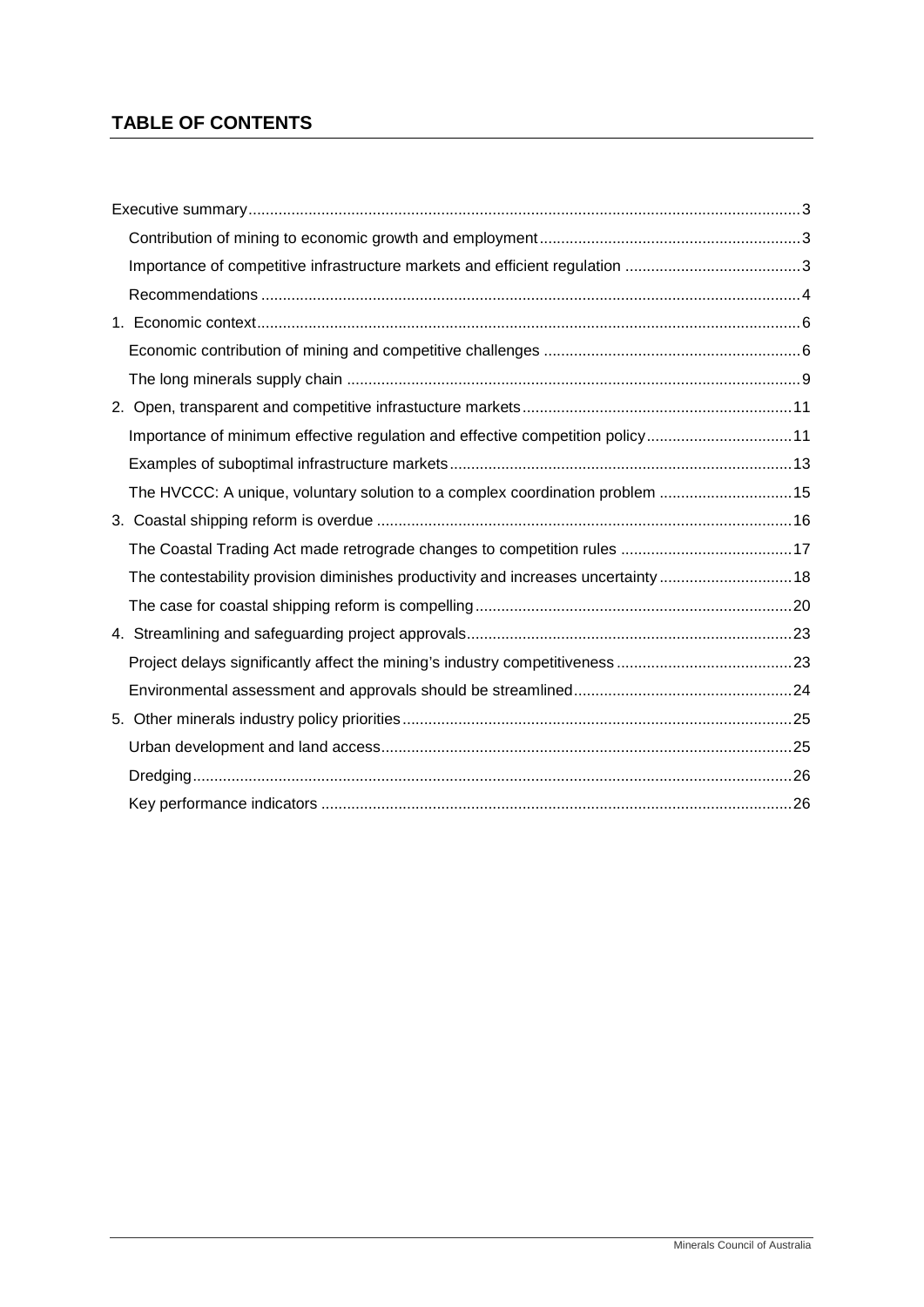## TABLE OF CONTENTS

- Executive summary ... 3
  - Contribution of mining to economic growth and employment ... 3
  - Importance of competitive infrastructure markets and efficient regulation ... 3
  - Recommendations ... 4
- 1. Economic context ... 6
  - Economic contribution of mining and competitive challenges ... 6
  - The long minerals supply chain ... 9
- 2. Open, transparent and competitive infrastucture markets ... 11
  - Importance of minimum effective regulation and effective competition policy ... 11
  - Examples of suboptimal infrastructure markets ... 13
  - The HVCCC: A unique, voluntary solution to a complex coordination problem ... 15
- 3. Coastal shipping reform is overdue ... 16
  - The Coastal Trading Act made retrograde changes to competition rules ... 17
  - The contestability provision diminishes productivity and increases uncertainty ... 18
  - The case for coastal shipping reform is compelling ... 20
- 4. Streamlining and safeguarding project approvals ... 23
  - Project delays significantly affect the mining's industry competitiveness ... 23
  - Environmental assessment and approvals should be streamlined ... 24
- 5. Other minerals industry policy priorities ... 25
  - Urban development and land access ... 25
  - Dredging ... 26
  - Key performance indicators ... 26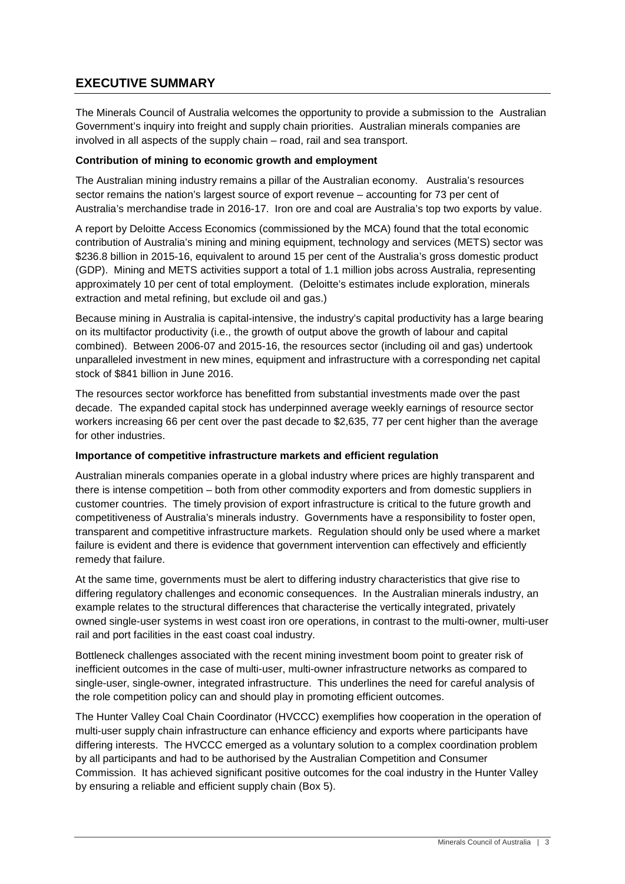## EXECUTIVE SUMMARY

The Minerals Council of Australia welcomes the opportunity to provide a submission to the Australian Government's inquiry into freight and supply chain priorities. Australian minerals companies are involved in all aspects of the supply chain – road, rail and sea transport.

**Contribution of mining to economic growth and employment**

The Australian mining industry remains a pillar of the Australian economy. Australia's resources sector remains the nation's largest source of export revenue – accounting for 73 per cent of Australia's merchandise trade in 2016-17. Iron ore and coal are Australia's top two exports by value.

A report by Deloitte Access Economics (commissioned by the MCA) found that the total economic contribution of Australia's mining and mining equipment, technology and services (METS) sector was $236.8 billion in 2015-16, equivalent to around 15 per cent of the Australia's gross domestic product (GDP). Mining and METS activities support a total of 1.1 million jobs across Australia, representing approximately 10 per cent of total employment. (Deloitte's estimates include exploration, minerals extraction and metal refining, but exclude oil and gas.)

Because mining in Australia is capital-intensive, the industry's capital productivity has a large bearing on its multifactor productivity (i.e., the growth of output above the growth of labour and capital combined). Between 2006-07 and 2015-16, the resources sector (including oil and gas) undertook unparalleled investment in new mines, equipment and infrastructure with a corresponding net capital stock of $841 billion in June 2016.

The resources sector workforce has benefitted from substantial investments made over the past decade. The expanded capital stock has underpinned average weekly earnings of resource sector workers increasing 66 per cent over the past decade to $2,635, 77 per cent higher than the average for other industries.

**Importance of competitive infrastructure markets and efficient regulation**

Australian minerals companies operate in a global industry where prices are highly transparent and there is intense competition – both from other commodity exporters and from domestic suppliers in customer countries. The timely provision of export infrastructure is critical to the future growth and competitiveness of Australia's minerals industry. Governments have a responsibility to foster open, transparent and competitive infrastructure markets. Regulation should only be used where a market failure is evident and there is evidence that government intervention can effectively and efficiently remedy that failure.

At the same time, governments must be alert to differing industry characteristics that give rise to differing regulatory challenges and economic consequences. In the Australian minerals industry, an example relates to the structural differences that characterise the vertically integrated, privately owned single-user systems in west coast iron ore operations, in contrast to the multi-owner, multi-user rail and port facilities in the east coast coal industry.

Bottleneck challenges associated with the recent mining investment boom point to greater risk of inefficient outcomes in the case of multi-user, multi-owner infrastructure networks as compared to single-user, single-owner, integrated infrastructure. This underlines the need for careful analysis of the role competition policy can and should play in promoting efficient outcomes.

The Hunter Valley Coal Chain Coordinator (HVCCC) exemplifies how cooperation in the operation of multi-user supply chain infrastructure can enhance efficiency and exports where participants have differing interests. The HVCCC emerged as a voluntary solution to a complex coordination problem by all participants and had to be authorised by the Australian Competition and Consumer Commission. It has achieved significant positive outcomes for the coal industry in the Hunter Valley by ensuring a reliable and efficient supply chain (Box 5).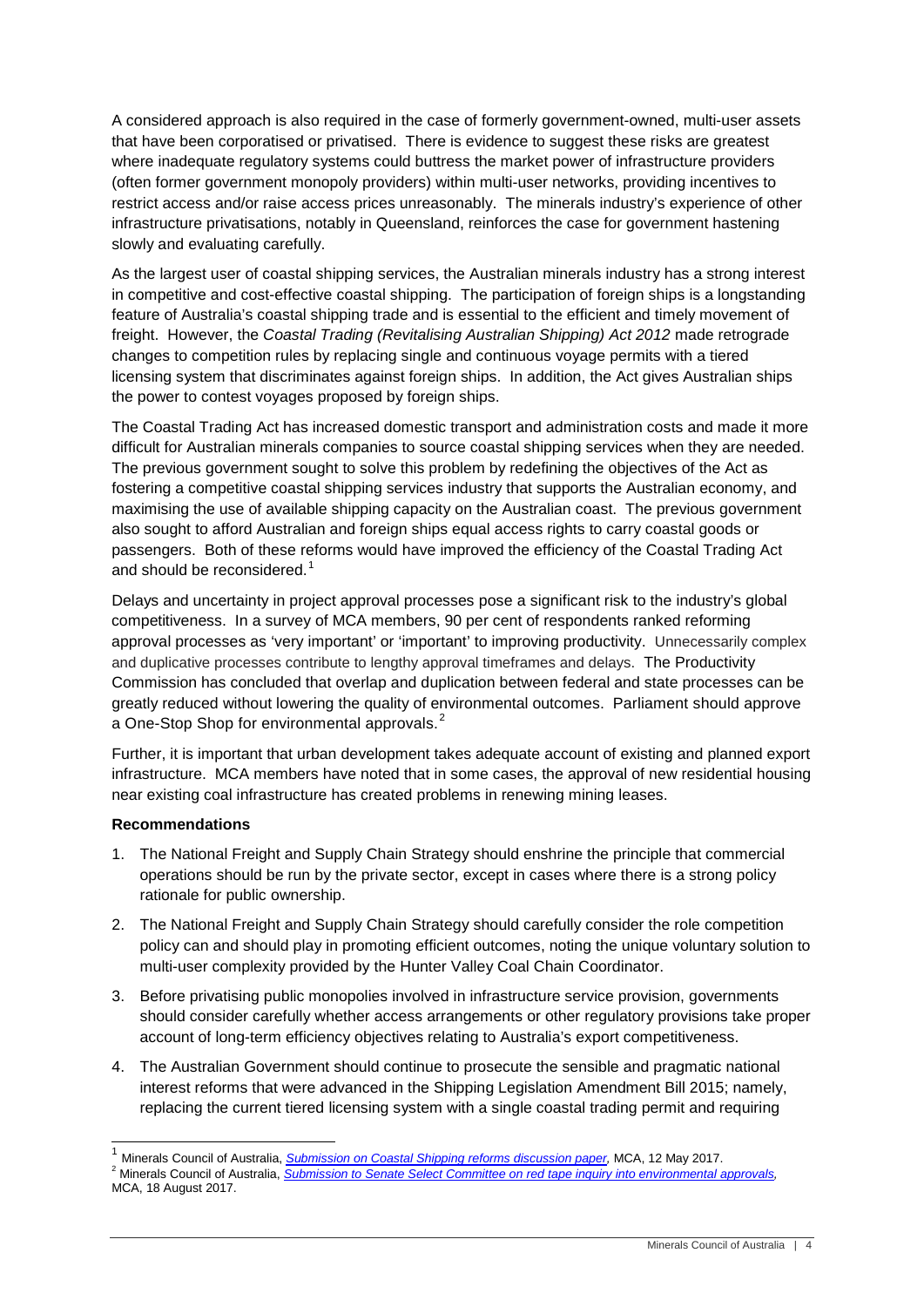A considered approach is also required in the case of formerly government-owned, multi-user assets that have been corporatised or privatised. There is evidence to suggest these risks are greatest where inadequate regulatory systems could buttress the market power of infrastructure providers (often former government monopoly providers) within multi-user networks, providing incentives to restrict access and/or raise access prices unreasonably. The minerals industry's experience of other infrastructure privatisations, notably in Queensland, reinforces the case for government hastening slowly and evaluating carefully.

As the largest user of coastal shipping services, the Australian minerals industry has a strong interest in competitive and cost-effective coastal shipping. The participation of foreign ships is a longstanding feature of Australia's coastal shipping trade and is essential to the efficient and timely movement of freight. However, the *Coastal Trading (Revitalising Australian Shipping) Act 2012* made retrograde changes to competition rules by replacing single and continuous voyage permits with a tiered licensing system that discriminates against foreign ships. In addition, the Act gives Australian ships the power to contest voyages proposed by foreign ships.

The Coastal Trading Act has increased domestic transport and administration costs and made it more difficult for Australian minerals companies to source coastal shipping services when they are needed. The previous government sought to solve this problem by redefining the objectives of the Act as fostering a competitive coastal shipping services industry that supports the Australian economy, and maximising the use of available shipping capacity on the Australian coast. The previous government also sought to afford Australian and foreign ships equal access rights to carry coastal goods or passengers. Both of these reforms would have improved the efficiency of the Coastal Trading Act and should be reconsidered.[1]

Delays and uncertainty in project approval processes pose a significant risk to the industry's global competitiveness. In a survey of MCA members, 90 per cent of respondents ranked reforming approval processes as 'very important' or 'important' to improving productivity. Unnecessarily complex and duplicative processes contribute to lengthy approval timeframes and delays. The Productivity Commission has concluded that overlap and duplication between federal and state processes can be greatly reduced without lowering the quality of environmental outcomes. Parliament should approve a One-Stop Shop for environmental approvals.[2]

Further, it is important that urban development takes adequate account of existing and planned export infrastructure. MCA members have noted that in some cases, the approval of new residential housing near existing coal infrastructure has created problems in renewing mining leases.

**Recommendations**

1. The National Freight and Supply Chain Strategy should enshrine the principle that commercial operations should be run by the private sector, except in cases where there is a strong policy rationale for public ownership.
2. The National Freight and Supply Chain Strategy should carefully consider the role competition policy can and should play in promoting efficient outcomes, noting the unique voluntary solution to multi-user complexity provided by the Hunter Valley Coal Chain Coordinator.
3. Before privatising public monopolies involved in infrastructure service provision, governments should consider carefully whether access arrangements or other regulatory provisions take proper account of long-term efficiency objectives relating to Australia's export competitiveness.
4. The Australian Government should continue to prosecute the sensible and pragmatic national interest reforms that were advanced in the Shipping Legislation Amendment Bill 2015; namely, replacing the current tiered licensing system with a single coastal trading permit and requiring

---

[1] Minerals Council of Australia, *Submission on Coastal Shipping reforms discussion paper,* MCA, 12 May 2017.

[2] Minerals Council of Australia, *Submission to Senate Select Committee on red tape inquiry into environmental approvals,* MCA, 18 August 2017.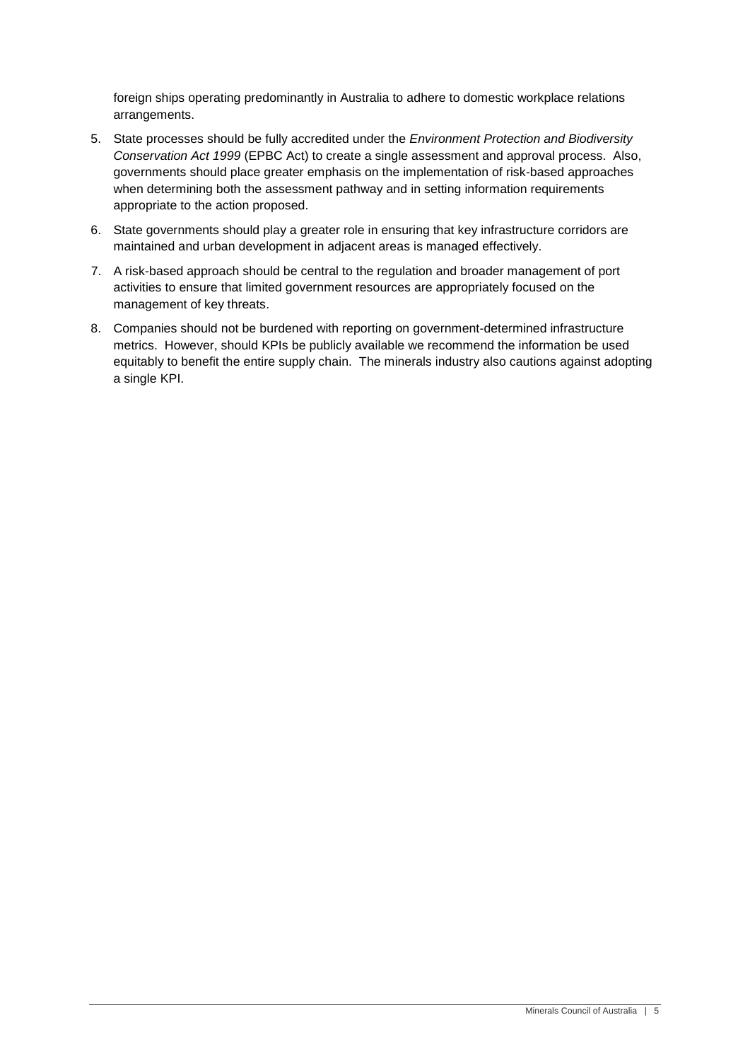foreign ships operating predominantly in Australia to adhere to domestic workplace relations arrangements.

5. State processes should be fully accredited under the *Environment Protection and Biodiversity Conservation Act 1999* (EPBC Act) to create a single assessment and approval process. Also, governments should place greater emphasis on the implementation of risk-based approaches when determining both the assessment pathway and in setting information requirements appropriate to the action proposed.
6. State governments should play a greater role in ensuring that key infrastructure corridors are maintained and urban development in adjacent areas is managed effectively.
7. A risk-based approach should be central to the regulation and broader management of port activities to ensure that limited government resources are appropriately focused on the management of key threats.
8. Companies should not be burdened with reporting on government-determined infrastructure metrics. However, should KPIs be publicly available we recommend the information be used equitably to benefit the entire supply chain. The minerals industry also cautions against adopting a single KPI.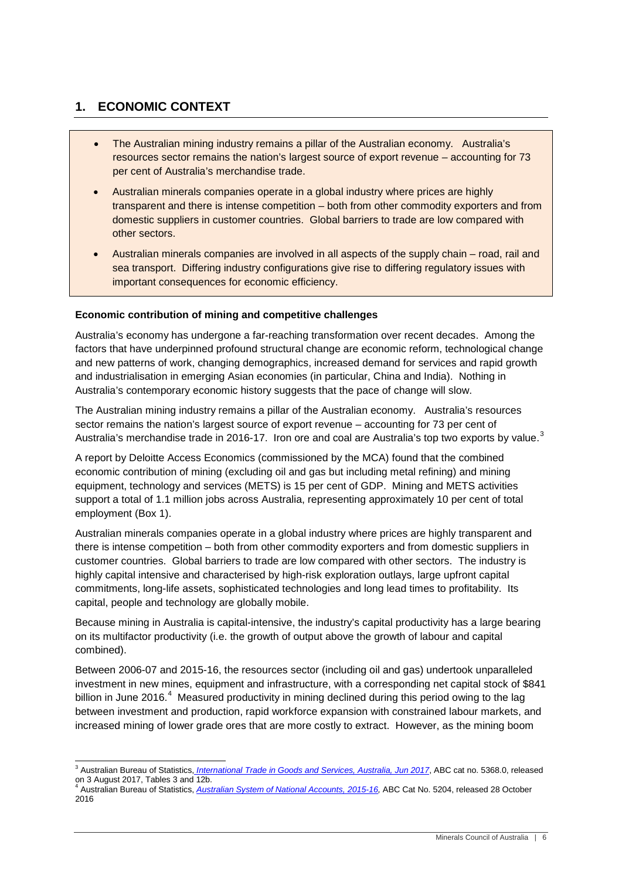## 1. ECONOMIC CONTEXT

- The Australian mining industry remains a pillar of the Australian economy. Australia's resources sector remains the nation's largest source of export revenue – accounting for 73 per cent of Australia's merchandise trade.
- Australian minerals companies operate in a global industry where prices are highly transparent and there is intense competition – both from other commodity exporters and from domestic suppliers in customer countries. Global barriers to trade are low compared with other sectors.
- Australian minerals companies are involved in all aspects of the supply chain – road, rail and sea transport. Differing industry configurations give rise to differing regulatory issues with important consequences for economic efficiency.

**Economic contribution of mining and competitive challenges**

Australia's economy has undergone a far-reaching transformation over recent decades. Among the factors that have underpinned profound structural change are economic reform, technological change and new patterns of work, changing demographics, increased demand for services and rapid growth and industrialisation in emerging Asian economies (in particular, China and India). Nothing in Australia's contemporary economic history suggests that the pace of change will slow.

The Australian mining industry remains a pillar of the Australian economy. Australia's resources sector remains the nation's largest source of export revenue – accounting for 73 per cent of Australia's merchandise trade in 2016-17. Iron ore and coal are Australia's top two exports by value.[3]

A report by Deloitte Access Economics (commissioned by the MCA) found that the combined economic contribution of mining (excluding oil and gas but including metal refining) and mining equipment, technology and services (METS) is 15 per cent of GDP. Mining and METS activities support a total of 1.1 million jobs across Australia, representing approximately 10 per cent of total employment (Box 1).

Australian minerals companies operate in a global industry where prices are highly transparent and there is intense competition – both from other commodity exporters and from domestic suppliers in customer countries. Global barriers to trade are low compared with other sectors. The industry is highly capital intensive and characterised by high-risk exploration outlays, large upfront capital commitments, long-life assets, sophisticated technologies and long lead times to profitability. Its capital, people and technology are globally mobile.

Because mining in Australia is capital-intensive, the industry's capital productivity has a large bearing on its multifactor productivity (i.e. the growth of output above the growth of labour and capital combined).

Between 2006-07 and 2015-16, the resources sector (including oil and gas) undertook unparalleled investment in new mines, equipment and infrastructure, with a corresponding net capital stock of $841 billion in June 2016.[4] Measured productivity in mining declined during this period owing to the lag between investment and production, rapid workforce expansion with constrained labour markets, and increased mining of lower grade ores that are more costly to extract. However, as the mining boom

---

[3] Australian Bureau of Statistics, *International Trade in Goods and Services, Australia, Jun 2017*, ABC cat no. 5368.0, released on 3 August 2017, Tables 3 and 12b.

[4] Australian Bureau of Statistics, *Australian System of National Accounts, 2015-16,* ABC Cat No. 5204, released 28 October 2016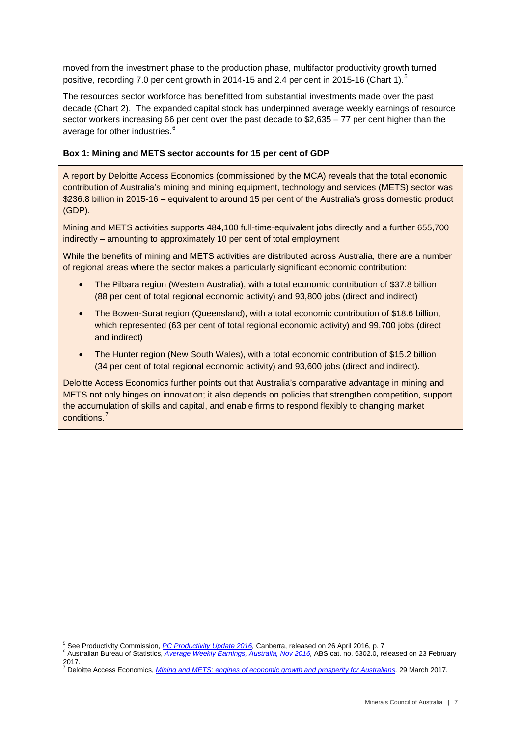moved from the investment phase to the production phase, multifactor productivity growth turned positive, recording 7.0 per cent growth in 2014-15 and 2.4 per cent in 2015-16 (Chart 1).[5]

The resources sector workforce has benefitted from substantial investments made over the past decade (Chart 2). The expanded capital stock has underpinned average weekly earnings of resource sector workers increasing 66 per cent over the past decade to $2,635 – 77 per cent higher than the average for other industries.[6]

**Box 1: Mining and METS sector accounts for 15 per cent of GDP**

A report by Deloitte Access Economics (commissioned by the MCA) reveals that the total economic contribution of Australia's mining and mining equipment, technology and services (METS) sector was $236.8 billion in 2015-16 – equivalent to around 15 per cent of the Australia's gross domestic product (GDP).

Mining and METS activities supports 484,100 full-time-equivalent jobs directly and a further 655,700 indirectly – amounting to approximately 10 per cent of total employment

While the benefits of mining and METS activities are distributed across Australia, there are a number of regional areas where the sector makes a particularly significant economic contribution:

- The Pilbara region (Western Australia), with a total economic contribution of $37.8 billion (88 per cent of total regional economic activity) and 93,800 jobs (direct and indirect)
- The Bowen-Surat region (Queensland), with a total economic contribution of $18.6 billion, which represented (63 per cent of total regional economic activity) and 99,700 jobs (direct and indirect)
- The Hunter region (New South Wales), with a total economic contribution of $15.2 billion (34 per cent of total regional economic activity) and 93,600 jobs (direct and indirect).

Deloitte Access Economics further points out that Australia's comparative advantage in mining and METS not only hinges on innovation; it also depends on policies that strengthen competition, support the accumulation of skills and capital, and enable firms to respond flexibly to changing market conditions.[7]

---

[5] See Productivity Commission, *PC Productivity Update 2016*, Canberra, released on 26 April 2016, p. 7

[6] Australian Bureau of Statistics, *Average Weekly Earnings, Australia, Nov 2016*, ABS cat. no. 6302.0, released on 23 February 2017.

[7] Deloitte Access Economics, *Mining and METS: engines of economic growth and prosperity for Australians*, 29 March 2017.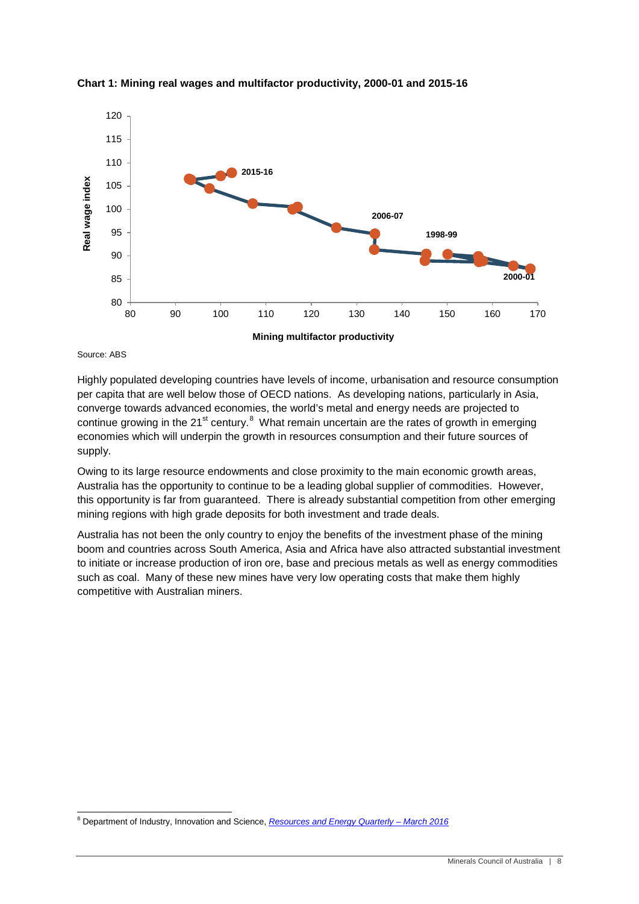**Chart 1: Mining real wages and multifactor productivity, 2000-01 and 2015-16**

Source: ABS

Highly populated developing countries have levels of income, urbanisation and resource consumption per capita that are well below those of OECD nations. As developing nations, particularly in Asia, converge towards advanced economies, the world's metal and energy needs are projected to continue growing in the 21st century.[8] What remain uncertain are the rates of growth in emerging economies which will underpin the growth in resources consumption and their future sources of supply.

Owing to its large resource endowments and close proximity to the main economic growth areas, Australia has the opportunity to continue to be a leading global supplier of commodities. However, this opportunity is far from guaranteed. There is already substantial competition from other emerging mining regions with high grade deposits for both investment and trade deals.

Australia has not been the only country to enjoy the benefits of the investment phase of the mining boom and countries across South America, Asia and Africa have also attracted substantial investment to initiate or increase production of iron ore, base and precious metals as well as energy commodities such as coal. Many of these new mines have very low operating costs that make them highly competitive with Australian miners.

---

[8] Department of Industry, Innovation and Science, *Resources and Energy Quarterly – March 2016*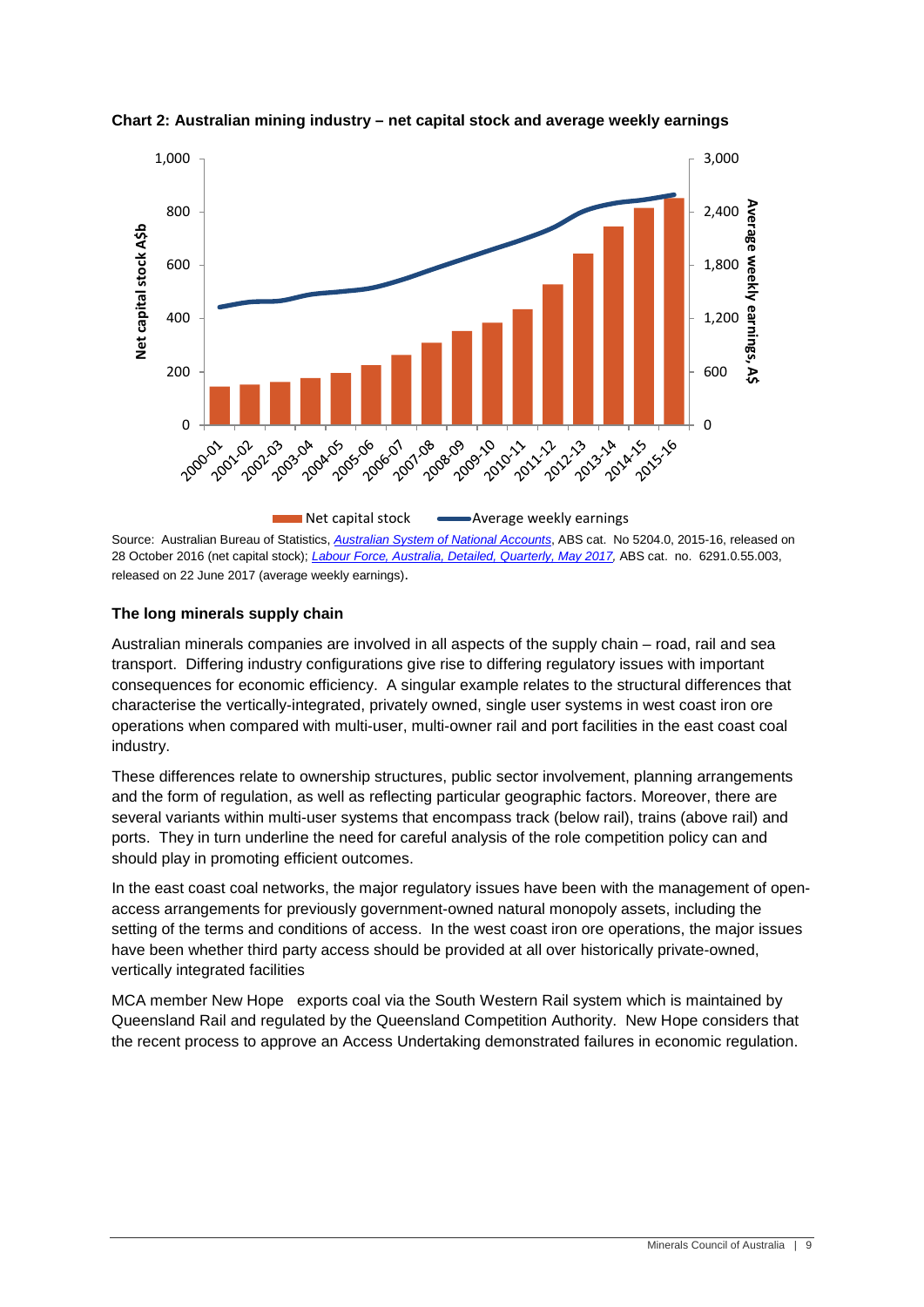**Chart 2: Australian mining industry – net capital stock and average weekly earnings**

Source: Australian Bureau of Statistics, *Australian System of National Accounts*, ABS cat. No 5204.0, 2015-16, released on 28 October 2016 (net capital stock); *Labour Force, Australia, Detailed, Quarterly, May 2017*, ABS cat. no. 6291.0.55.003, released on 22 June 2017 (average weekly earnings).

**The long minerals supply chain**

Australian minerals companies are involved in all aspects of the supply chain – road, rail and sea transport. Differing industry configurations give rise to differing regulatory issues with important consequences for economic efficiency. A singular example relates to the structural differences that characterise the vertically-integrated, privately owned, single user systems in west coast iron ore operations when compared with multi-user, multi-owner rail and port facilities in the east coast coal industry.

These differences relate to ownership structures, public sector involvement, planning arrangements and the form of regulation, as well as reflecting particular geographic factors. Moreover, there are several variants within multi-user systems that encompass track (below rail), trains (above rail) and ports. They in turn underline the need for careful analysis of the role competition policy can and should play in promoting efficient outcomes.

In the east coast coal networks, the major regulatory issues have been with the management of open-access arrangements for previously government-owned natural monopoly assets, including the setting of the terms and conditions of access. In the west coast iron ore operations, the major issues have been whether third party access should be provided at all over historically private-owned, vertically integrated facilities

MCA member New Hope exports coal via the South Western Rail system which is maintained by Queensland Rail and regulated by the Queensland Competition Authority. New Hope considers that the recent process to approve an Access Undertaking demonstrated failures in economic regulation.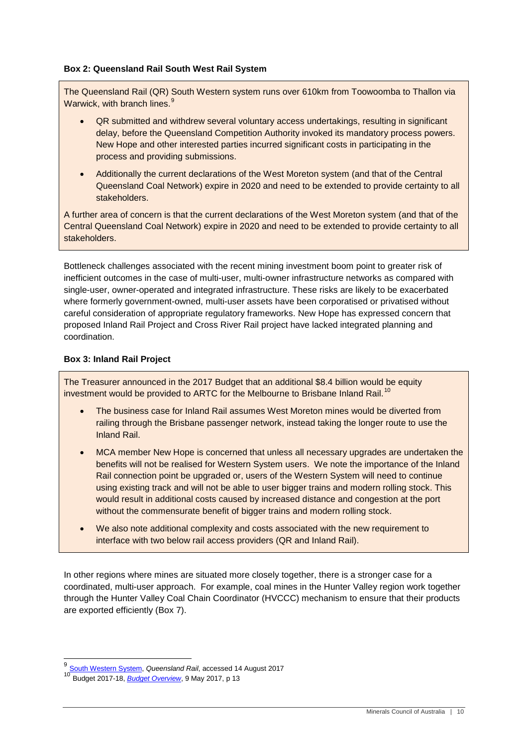**Box 2: Queensland Rail South West Rail System**

The Queensland Rail (QR) South Western system runs over 610km from Toowoomba to Thallon via Warwick, with branch lines.[9]

- QR submitted and withdrew several voluntary access undertakings, resulting in significant delay, before the Queensland Competition Authority invoked its mandatory process powers. New Hope and other interested parties incurred significant costs in participating in the process and providing submissions.
- Additionally the current declarations of the West Moreton system (and that of the Central Queensland Coal Network) expire in 2020 and need to be extended to provide certainty to all stakeholders.

A further area of concern is that the current declarations of the West Moreton system (and that of the Central Queensland Coal Network) expire in 2020 and need to be extended to provide certainty to all stakeholders.

Bottleneck challenges associated with the recent mining investment boom point to greater risk of inefficient outcomes in the case of multi-user, multi-owner infrastructure networks as compared with single-user, owner-operated and integrated infrastructure. These risks are likely to be exacerbated where formerly government-owned, multi-user assets have been corporatised or privatised without careful consideration of appropriate regulatory frameworks. New Hope has expressed concern that proposed Inland Rail Project and Cross River Rail project have lacked integrated planning and coordination.

**Box 3: Inland Rail Project**

The Treasurer announced in the 2017 Budget that an additional $8.4 billion would be equity investment would be provided to ARTC for the Melbourne to Brisbane Inland Rail.[10]

- The business case for Inland Rail assumes West Moreton mines would be diverted from railing through the Brisbane passenger network, instead taking the longer route to use the Inland Rail.
- MCA member New Hope is concerned that unless all necessary upgrades are undertaken the benefits will not be realised for Western System users. We note the importance of the Inland Rail connection point be upgraded or, users of the Western System will need to continue using existing track and will not be able to user bigger trains and modern rolling stock. This would result in additional costs caused by increased distance and congestion at the port without the commensurate benefit of bigger trains and modern rolling stock.
- We also note additional complexity and costs associated with the new requirement to interface with two below rail access providers (QR and Inland Rail).

In other regions where mines are situated more closely together, there is a stronger case for a coordinated, multi-user approach. For example, coal mines in the Hunter Valley region work together through the Hunter Valley Coal Chain Coordinator (HVCCC) mechanism to ensure that their products are exported efficiently (Box 7).

---

[9] South Western System, *Queensland Rail*, accessed 14 August 2017

[10] Budget 2017-18, *Budget Overview*, 9 May 2017, p 13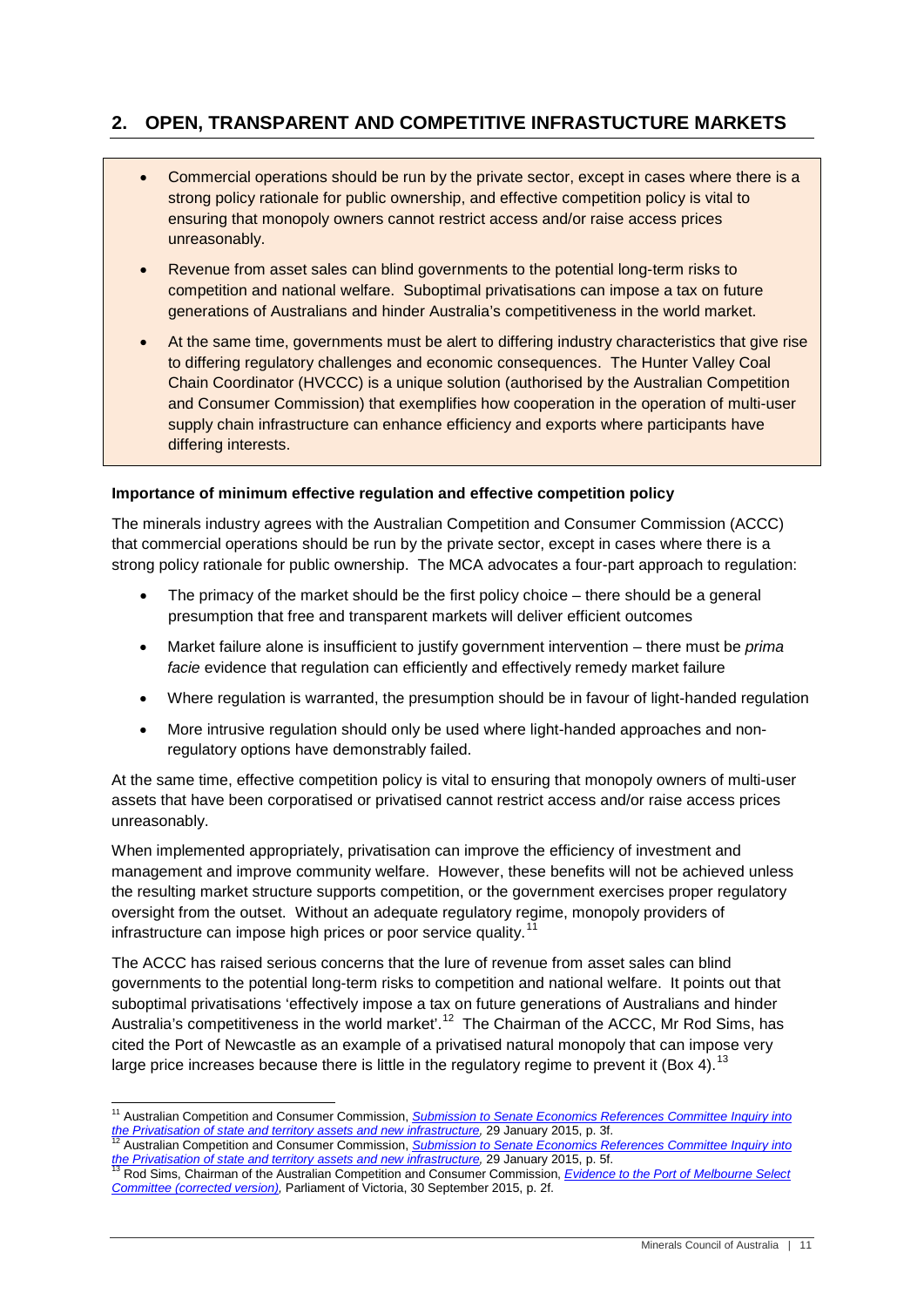## 2. OPEN, TRANSPARENT AND COMPETITIVE INFRASTUCTURE MARKETS

- Commercial operations should be run by the private sector, except in cases where there is a strong policy rationale for public ownership, and effective competition policy is vital to ensuring that monopoly owners cannot restrict access and/or raise access prices unreasonably.
- Revenue from asset sales can blind governments to the potential long-term risks to competition and national welfare. Suboptimal privatisations can impose a tax on future generations of Australians and hinder Australia's competitiveness in the world market.
- At the same time, governments must be alert to differing industry characteristics that give rise to differing regulatory challenges and economic consequences. The Hunter Valley Coal Chain Coordinator (HVCCC) is a unique solution (authorised by the Australian Competition and Consumer Commission) that exemplifies how cooperation in the operation of multi-user supply chain infrastructure can enhance efficiency and exports where participants have differing interests.

**Importance of minimum effective regulation and effective competition policy**

The minerals industry agrees with the Australian Competition and Consumer Commission (ACCC) that commercial operations should be run by the private sector, except in cases where there is a strong policy rationale for public ownership. The MCA advocates a four-part approach to regulation:

- The primacy of the market should be the first policy choice – there should be a general presumption that free and transparent markets will deliver efficient outcomes
- Market failure alone is insufficient to justify government intervention – there must be *prima facie* evidence that regulation can efficiently and effectively remedy market failure
- Where regulation is warranted, the presumption should be in favour of light-handed regulation
- More intrusive regulation should only be used where light-handed approaches and non-regulatory options have demonstrably failed.

At the same time, effective competition policy is vital to ensuring that monopoly owners of multi-user assets that have been corporatised or privatised cannot restrict access and/or raise access prices unreasonably.

When implemented appropriately, privatisation can improve the efficiency of investment and management and improve community welfare. However, these benefits will not be achieved unless the resulting market structure supports competition, or the government exercises proper regulatory oversight from the outset. Without an adequate regulatory regime, monopoly providers of infrastructure can impose high prices or poor service quality.[11]

The ACCC has raised serious concerns that the lure of revenue from asset sales can blind governments to the potential long-term risks to competition and national welfare. It points out that suboptimal privatisations 'effectively impose a tax on future generations of Australians and hinder Australia's competitiveness in the world market'.[12] The Chairman of the ACCC, Mr Rod Sims, has cited the Port of Newcastle as an example of a privatised natural monopoly that can impose very large price increases because there is little in the regulatory regime to prevent it (Box 4).[13]

---

[11] Australian Competition and Consumer Commission, *Submission to Senate Economics References Committee Inquiry into the Privatisation of state and territory assets and new infrastructure,* 29 January 2015, p. 3f.

[12] Australian Competition and Consumer Commission, *Submission to Senate Economics References Committee Inquiry into the Privatisation of state and territory assets and new infrastructure,* 29 January 2015, p. 5f.

[13] Rod Sims, Chairman of the Australian Competition and Consumer Commission, *Evidence to the Port of Melbourne Select Committee (corrected version),* Parliament of Victoria, 30 September 2015, p. 2f.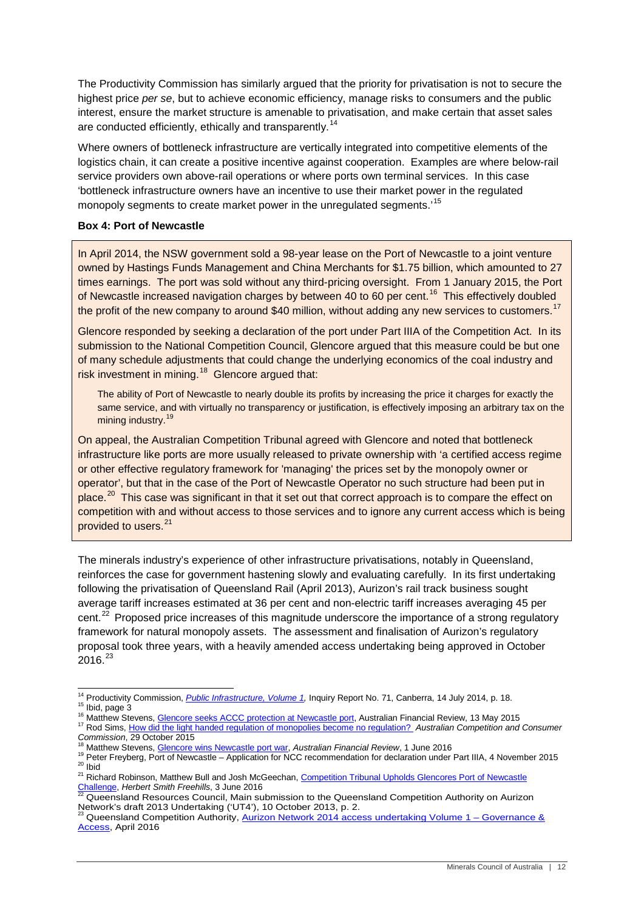The Productivity Commission has similarly argued that the priority for privatisation is not to secure the highest price *per se*, but to achieve economic efficiency, manage risks to consumers and the public interest, ensure the market structure is amenable to privatisation, and make certain that asset sales are conducted efficiently, ethically and transparently.[14]

Where owners of bottleneck infrastructure are vertically integrated into competitive elements of the logistics chain, it can create a positive incentive against cooperation. Examples are where below-rail service providers own above-rail operations or where ports own terminal services. In this case 'bottleneck infrastructure owners have an incentive to use their market power in the regulated monopoly segments to create market power in the unregulated segments.'[15]

**Box 4: Port of Newcastle**

In April 2014, the NSW government sold a 98-year lease on the Port of Newcastle to a joint venture owned by Hastings Funds Management and China Merchants for $1.75 billion, which amounted to 27 times earnings. The port was sold without any third-pricing oversight. From 1 January 2015, the Port of Newcastle increased navigation charges by between 40 to 60 per cent.[16] This effectively doubled the profit of the new company to around $40 million, without adding any new services to customers.[17]

Glencore responded by seeking a declaration of the port under Part IIIA of the Competition Act. In its submission to the National Competition Council, Glencore argued that this measure could be but one of many schedule adjustments that could change the underlying economics of the coal industry and risk investment in mining.[18] Glencore argued that:

> The ability of Port of Newcastle to nearly double its profits by increasing the price it charges for exactly the same service, and with virtually no transparency or justification, is effectively imposing an arbitrary tax on the mining industry.[19]

On appeal, the Australian Competition Tribunal agreed with Glencore and noted that bottleneck infrastructure like ports are more usually released to private ownership with 'a certified access regime or other effective regulatory framework for 'managing' the prices set by the monopoly owner or operator', but that in the case of the Port of Newcastle Operator no such structure had been put in place.[20] This case was significant in that it set out that correct approach is to compare the effect on competition with and without access to those services and to ignore any current access which is being provided to users.[21]

The minerals industry's experience of other infrastructure privatisations, notably in Queensland, reinforces the case for government hastening slowly and evaluating carefully. In its first undertaking following the privatisation of Queensland Rail (April 2013), Aurizon's rail track business sought average tariff increases estimated at 36 per cent and non-electric tariff increases averaging 45 per cent.[22] Proposed price increases of this magnitude underscore the importance of a strong regulatory framework for natural monopoly assets. The assessment and finalisation of Aurizon's regulatory proposal took three years, with a heavily amended access undertaking being approved in October 2016.[23]

---

[14] Productivity Commission, *Public Infrastructure, Volume 1,* Inquiry Report No. 71, Canberra, 14 July 2014, p. 18.
[15] Ibid, page 3
[16] Matthew Stevens, Glencore seeks ACCC protection at Newcastle port, Australian Financial Review, 13 May 2015
[17] Rod Sims, How did the light handed regulation of monopolies become no regulation? *Australian Competition and Consumer Commission*, 29 October 2015
[18] Matthew Stevens, Glencore wins Newcastle port war, *Australian Financial Review*, 1 June 2016
[19] Peter Freyberg, Port of Newcastle – Application for NCC recommendation for declaration under Part IIIA, 4 November 2015
[20] Ibid
[21] Richard Robinson, Matthew Bull and Josh McGeechan, Competition Tribunal Upholds Glencores Port of Newcastle Challenge, *Herbert Smith Freehills*, 3 June 2016
[22] Queensland Resources Council, Main submission to the Queensland Competition Authority on Aurizon Network's draft 2013 Undertaking ('UT4'), 10 October 2013, p. 2.
[23] Queensland Competition Authority, Aurizon Network 2014 access undertaking Volume 1 – Governance & Access, April 2016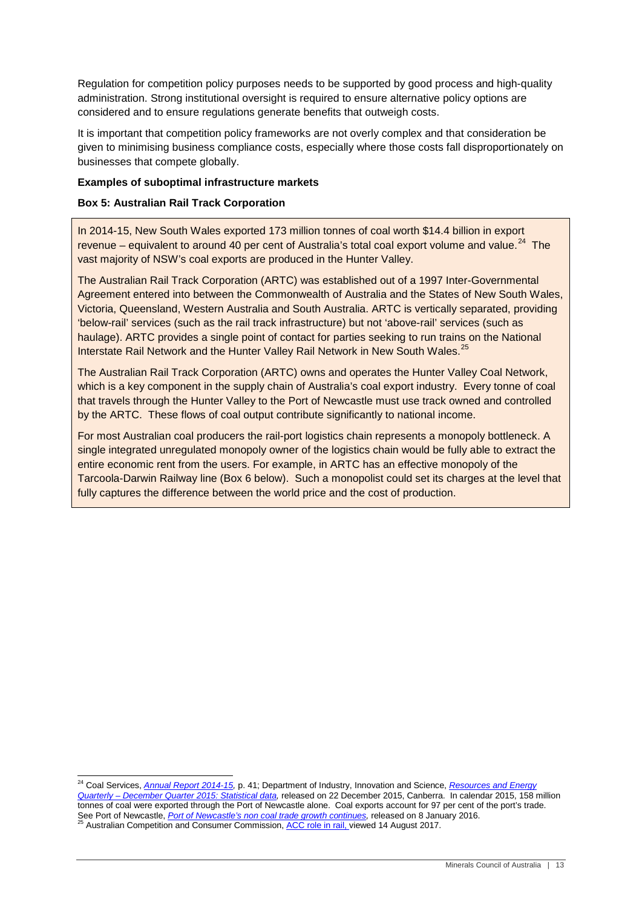Regulation for competition policy purposes needs to be supported by good process and high-quality administration. Strong institutional oversight is required to ensure alternative policy options are considered and to ensure regulations generate benefits that outweigh costs.

It is important that competition policy frameworks are not overly complex and that consideration be given to minimising business compliance costs, especially where those costs fall disproportionately on businesses that compete globally.

**Examples of suboptimal infrastructure markets**

**Box 5: Australian Rail Track Corporation**

In 2014-15, New South Wales exported 173 million tonnes of coal worth $14.4 billion in export revenue – equivalent to around 40 per cent of Australia's total coal export volume and value.[24] The vast majority of NSW's coal exports are produced in the Hunter Valley.

The Australian Rail Track Corporation (ARTC) was established out of a 1997 Inter-Governmental Agreement entered into between the Commonwealth of Australia and the States of New South Wales, Victoria, Queensland, Western Australia and South Australia. ARTC is vertically separated, providing 'below-rail' services (such as the rail track infrastructure) but not 'above-rail' services (such as haulage). ARTC provides a single point of contact for parties seeking to run trains on the National Interstate Rail Network and the Hunter Valley Rail Network in New South Wales.[25]

The Australian Rail Track Corporation (ARTC) owns and operates the Hunter Valley Coal Network, which is a key component in the supply chain of Australia's coal export industry. Every tonne of coal that travels through the Hunter Valley to the Port of Newcastle must use track owned and controlled by the ARTC. These flows of coal output contribute significantly to national income.

For most Australian coal producers the rail-port logistics chain represents a monopoly bottleneck. A single integrated unregulated monopoly owner of the logistics chain would be fully able to extract the entire economic rent from the users. For example, in ARTC has an effective monopoly of the Tarcoola-Darwin Railway line (Box 6 below). Such a monopolist could set its charges at the level that fully captures the difference between the world price and the cost of production.

---

[24] Coal Services, *Annual Report 2014-15,* p. 41; Department of Industry, Innovation and Science, *Resources and Energy Quarterly – December Quarter 2015: Statistical data,* released on 22 December 2015, Canberra. In calendar 2015, 158 million tonnes of coal were exported through the Port of Newcastle alone. Coal exports account for 97 per cent of the port's trade. See Port of Newcastle, *Port of Newcastle's non coal trade growth continues,* released on 8 January 2016.

[25] Australian Competition and Consumer Commission, ACC role in rail, viewed 14 August 2017.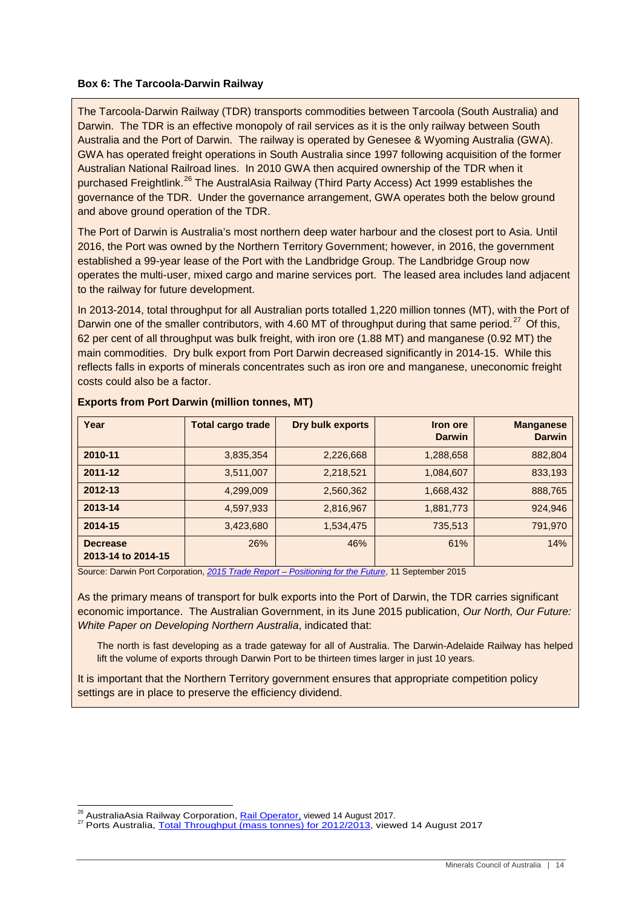**Box 6: The Tarcoola-Darwin Railway**

The Tarcoola-Darwin Railway (TDR) transports commodities between Tarcoola (South Australia) and Darwin. The TDR is an effective monopoly of rail services as it is the only railway between South Australia and the Port of Darwin. The railway is operated by Genesee & Wyoming Australia (GWA). GWA has operated freight operations in South Australia since 1997 following acquisition of the former Australian National Railroad lines. In 2010 GWA then acquired ownership of the TDR when it purchased Freightlink.[26] The AustralAsia Railway (Third Party Access) Act 1999 establishes the governance of the TDR. Under the governance arrangement, GWA operates both the below ground and above ground operation of the TDR.

The Port of Darwin is Australia's most northern deep water harbour and the closest port to Asia. Until 2016, the Port was owned by the Northern Territory Government; however, in 2016, the government established a 99-year lease of the Port with the Landbridge Group. The Landbridge Group now operates the multi-user, mixed cargo and marine services port. The leased area includes land adjacent to the railway for future development.

In 2013-2014, total throughput for all Australian ports totalled 1,220 million tonnes (MT), with the Port of Darwin one of the smaller contributors, with 4.60 MT of throughput during that same period.[27] Of this, 62 per cent of all throughput was bulk freight, with iron ore (1.88 MT) and manganese (0.92 MT) the main commodities. Dry bulk export from Port Darwin decreased significantly in 2014-15. While this reflects falls in exports of minerals concentrates such as iron ore and manganese, uneconomic freight costs could also be a factor.

**Exports from Port Darwin (million tonnes, MT)**

| Year | Total cargo trade | Dry bulk exports | Iron ore Darwin | Manganese Darwin |
|---|---|---|---|---|
| **2010-11** | 3,835,354 | 2,226,668 | 1,288,658 | 882,804 |
| **2011-12** | 3,511,007 | 2,218,521 | 1,084,607 | 833,193 |
| **2012-13** | 4,299,009 | 2,560,362 | 1,668,432 | 888,765 |
| **2013-14** | 4,597,933 | 2,816,967 | 1,881,773 | 924,946 |
| **2014-15** | 3,423,680 | 1,534,475 | 735,513 | 791,970 |
| **Decrease 2013-14 to 2014-15** | 26% | 46% | 61% | 14% |

Source: Darwin Port Corporation, *2015 Trade Report – Positioning for the Future*, 11 September 2015

As the primary means of transport for bulk exports into the Port of Darwin, the TDR carries significant economic importance. The Australian Government, in its June 2015 publication, *Our North, Our Future: White Paper on Developing Northern Australia*, indicated that:

> The north is fast developing as a trade gateway for all of Australia. The Darwin-Adelaide Railway has helped lift the volume of exports through Darwin Port to be thirteen times larger in just 10 years.

It is important that the Northern Territory government ensures that appropriate competition policy settings are in place to preserve the efficiency dividend.

---

[26] AustraliaAsia Railway Corporation, Rail Operator, viewed 14 August 2017.

[27] Ports Australia, Total Throughput (mass tonnes) for 2012/2013, viewed 14 August 2017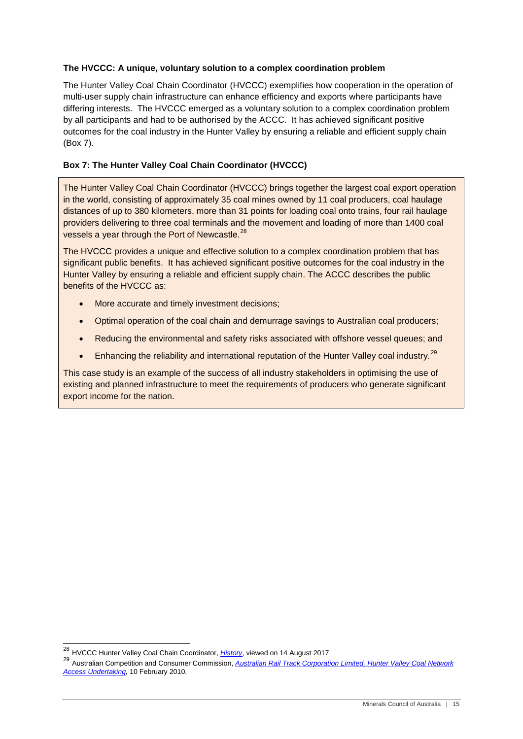**The HVCCC: A unique, voluntary solution to a complex coordination problem**

The Hunter Valley Coal Chain Coordinator (HVCCC) exemplifies how cooperation in the operation of multi-user supply chain infrastructure can enhance efficiency and exports where participants have differing interests. The HVCCC emerged as a voluntary solution to a complex coordination problem by all participants and had to be authorised by the ACCC. It has achieved significant positive outcomes for the coal industry in the Hunter Valley by ensuring a reliable and efficient supply chain (Box 7).

**Box 7: The Hunter Valley Coal Chain Coordinator (HVCCC)**

The Hunter Valley Coal Chain Coordinator (HVCCC) brings together the largest coal export operation in the world, consisting of approximately 35 coal mines owned by 11 coal producers, coal haulage distances of up to 380 kilometers, more than 31 points for loading coal onto trains, four rail haulage providers delivering to three coal terminals and the movement and loading of more than 1400 coal vessels a year through the Port of Newcastle.[28]

The HVCCC provides a unique and effective solution to a complex coordination problem that has significant public benefits. It has achieved significant positive outcomes for the coal industry in the Hunter Valley by ensuring a reliable and efficient supply chain. The ACCC describes the public benefits of the HVCCC as:

- More accurate and timely investment decisions;
- Optimal operation of the coal chain and demurrage savings to Australian coal producers;
- Reducing the environmental and safety risks associated with offshore vessel queues; and
- Enhancing the reliability and international reputation of the Hunter Valley coal industry.[29]

This case study is an example of the success of all industry stakeholders in optimising the use of existing and planned infrastructure to meet the requirements of producers who generate significant export income for the nation.

---

[28] HVCCC Hunter Valley Coal Chain Coordinator, *History*, viewed on 14 August 2017

[29] Australian Competition and Consumer Commission, *Australian Rail Track Corporation Limited, Hunter Valley Coal Network Access Undertaking,* 10 February 2010.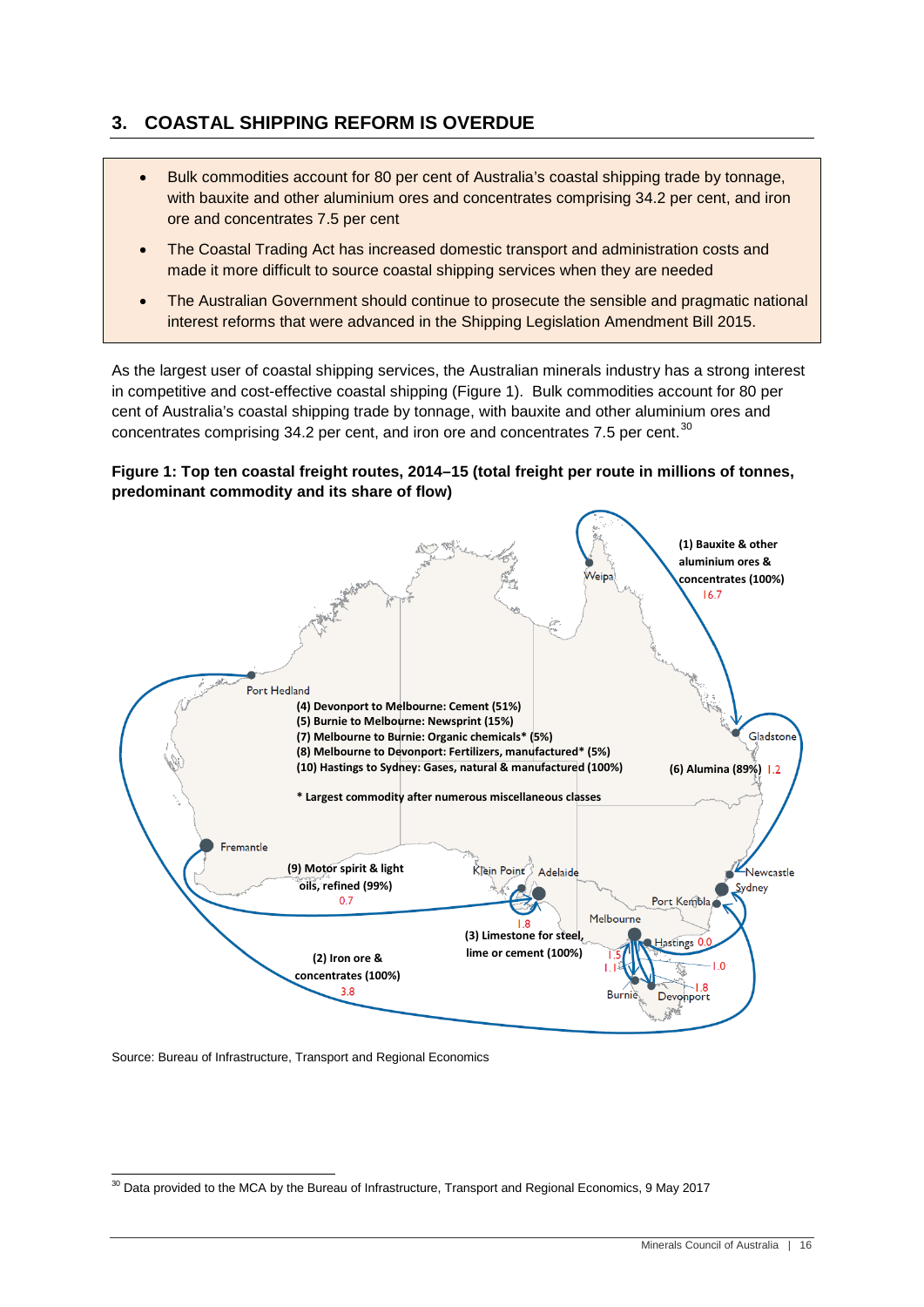## 3. COASTAL SHIPPING REFORM IS OVERDUE

- Bulk commodities account for 80 per cent of Australia's coastal shipping trade by tonnage, with bauxite and other aluminium ores and concentrates comprising 34.2 per cent, and iron ore and concentrates 7.5 per cent
- The Coastal Trading Act has increased domestic transport and administration costs and made it more difficult to source coastal shipping services when they are needed
- The Australian Government should continue to prosecute the sensible and pragmatic national interest reforms that were advanced in the Shipping Legislation Amendment Bill 2015.

As the largest user of coastal shipping services, the Australian minerals industry has a strong interest in competitive and cost-effective coastal shipping (Figure 1). Bulk commodities account for 80 per cent of Australia's coastal shipping trade by tonnage, with bauxite and other aluminium ores and concentrates comprising 34.2 per cent, and iron ore and concentrates 7.5 per cent.[30]

**Figure 1: Top ten coastal freight routes, 2014–15 (total freight per route in millions of tonnes, predominant commodity and its share of flow)**

(1) Bauxite & other aluminium ores & concentrates (100%) 16.7

(2) Iron ore & concentrates (100%) 3.8

(3) Limestone for steel, lime or cement (100%) 1.8

(4) Devonport to Melbourne: Cement (51%)

(5) Burnie to Melbourne: Newsprint (15%)

(6) Alumina (89%) 1.2

(7) Melbourne to Burnie: Organic chemicals* (5%)

(8) Melbourne to Devonport: Fertilizers, manufactured* (5%)

(9) Motor spirit & light oils, refined (99%) 0.7

(10) Hastings to Sydney: Gases, natural & manufactured (100%)

\* Largest commodity after numerous miscellaneous classes

Weipa, Gladstone, Port Hedland, Fremantle, Klein Point, Adelaide, Newcastle, Sydney, Port Kembla, Melbourne, Hastings 0.0, Burnie, Devonport, 1.5, 1.1, 1.0, 1.8

Source: Bureau of Infrastructure, Transport and Regional Economics

[30] Data provided to the MCA by the Bureau of Infrastructure, Transport and Regional Economics, 9 May 2017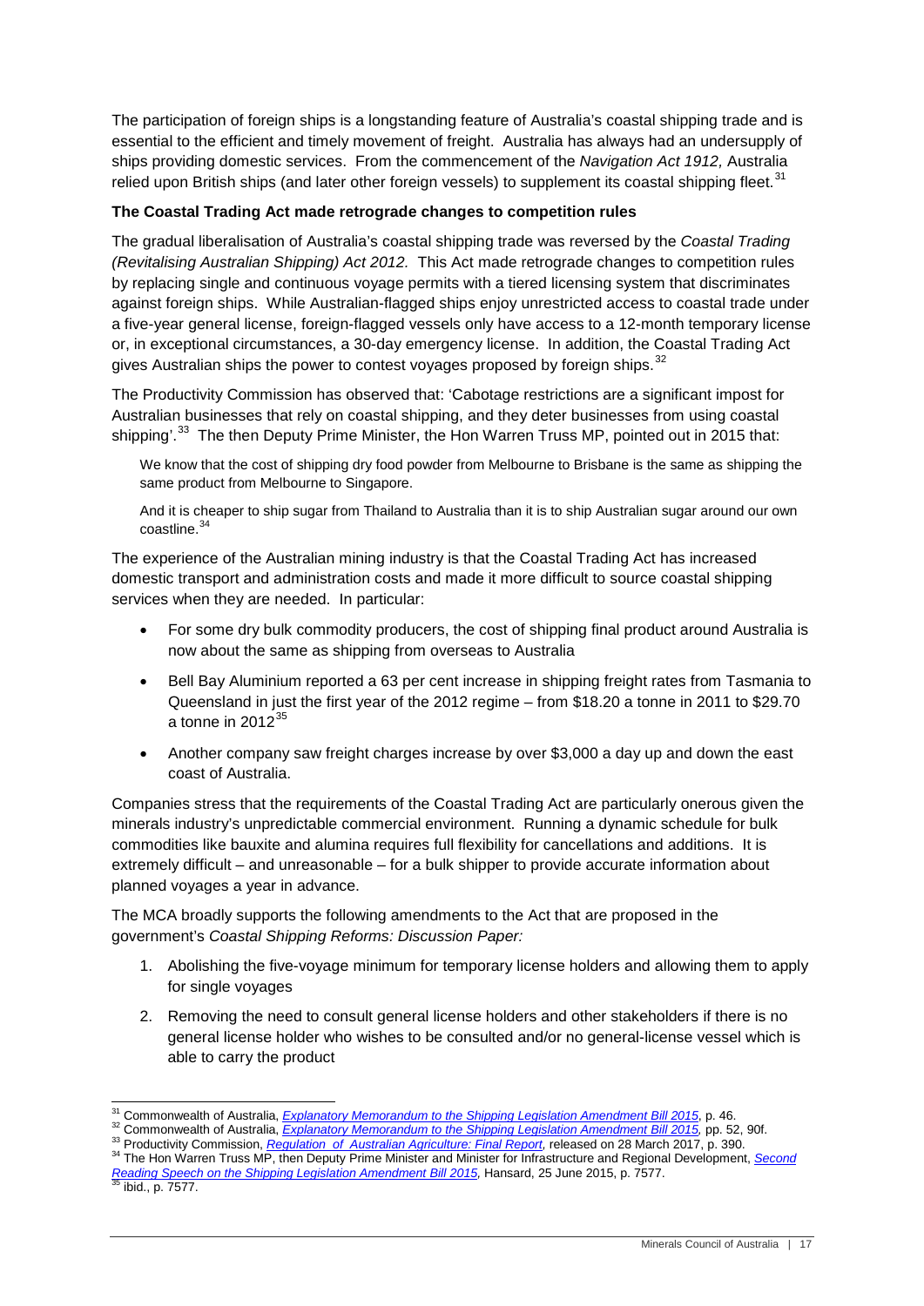The participation of foreign ships is a longstanding feature of Australia's coastal shipping trade and is essential to the efficient and timely movement of freight. Australia has always had an undersupply of ships providing domestic services. From the commencement of the *Navigation Act 1912,* Australia relied upon British ships (and later other foreign vessels) to supplement its coastal shipping fleet.[31]

**The Coastal Trading Act made retrograde changes to competition rules**

The gradual liberalisation of Australia's coastal shipping trade was reversed by the *Coastal Trading (Revitalising Australian Shipping) Act 2012.* This Act made retrograde changes to competition rules by replacing single and continuous voyage permits with a tiered licensing system that discriminates against foreign ships. While Australian-flagged ships enjoy unrestricted access to coastal trade under a five-year general license, foreign-flagged vessels only have access to a 12-month temporary license or, in exceptional circumstances, a 30-day emergency license. In addition, the Coastal Trading Act gives Australian ships the power to contest voyages proposed by foreign ships.[32]

The Productivity Commission has observed that: 'Cabotage restrictions are a significant impost for Australian businesses that rely on coastal shipping, and they deter businesses from using coastal shipping'.[33] The then Deputy Prime Minister, the Hon Warren Truss MP, pointed out in 2015 that:

> We know that the cost of shipping dry food powder from Melbourne to Brisbane is the same as shipping the same product from Melbourne to Singapore.
>
> And it is cheaper to ship sugar from Thailand to Australia than it is to ship Australian sugar around our own coastline.[34]

The experience of the Australian mining industry is that the Coastal Trading Act has increased domestic transport and administration costs and made it more difficult to source coastal shipping services when they are needed. In particular:

- For some dry bulk commodity producers, the cost of shipping final product around Australia is now about the same as shipping from overseas to Australia
- Bell Bay Aluminium reported a 63 per cent increase in shipping freight rates from Tasmania to Queensland in just the first year of the 2012 regime – from $18.20 a tonne in 2011 to $29.70 a tonne in 2012[35]
- Another company saw freight charges increase by over $3,000 a day up and down the east coast of Australia.

Companies stress that the requirements of the Coastal Trading Act are particularly onerous given the minerals industry's unpredictable commercial environment. Running a dynamic schedule for bulk commodities like bauxite and alumina requires full flexibility for cancellations and additions. It is extremely difficult – and unreasonable – for a bulk shipper to provide accurate information about planned voyages a year in advance.

The MCA broadly supports the following amendments to the Act that are proposed in the government's *Coastal Shipping Reforms: Discussion Paper:*

1. Abolishing the five-voyage minimum for temporary license holders and allowing them to apply for single voyages
2. Removing the need to consult general license holders and other stakeholders if there is no general license holder who wishes to be consulted and/or no general-license vessel which is able to carry the product

---

[31] Commonwealth of Australia, *Explanatory Memorandum to the Shipping Legislation Amendment Bill 2015*, p. 46.

[32] Commonwealth of Australia, *Explanatory Memorandum to the Shipping Legislation Amendment Bill 2015,* pp. 52, 90f.

[33] Productivity Commission, *Regulation of Australian Agriculture: Final Report*, released on 28 March 2017, p. 390.

[34] The Hon Warren Truss MP, then Deputy Prime Minister and Minister for Infrastructure and Regional Development, *Second Reading Speech on the Shipping Legislation Amendment Bill 2015,* Hansard, 25 June 2015, p. 7577.

[35] ibid., p. 7577.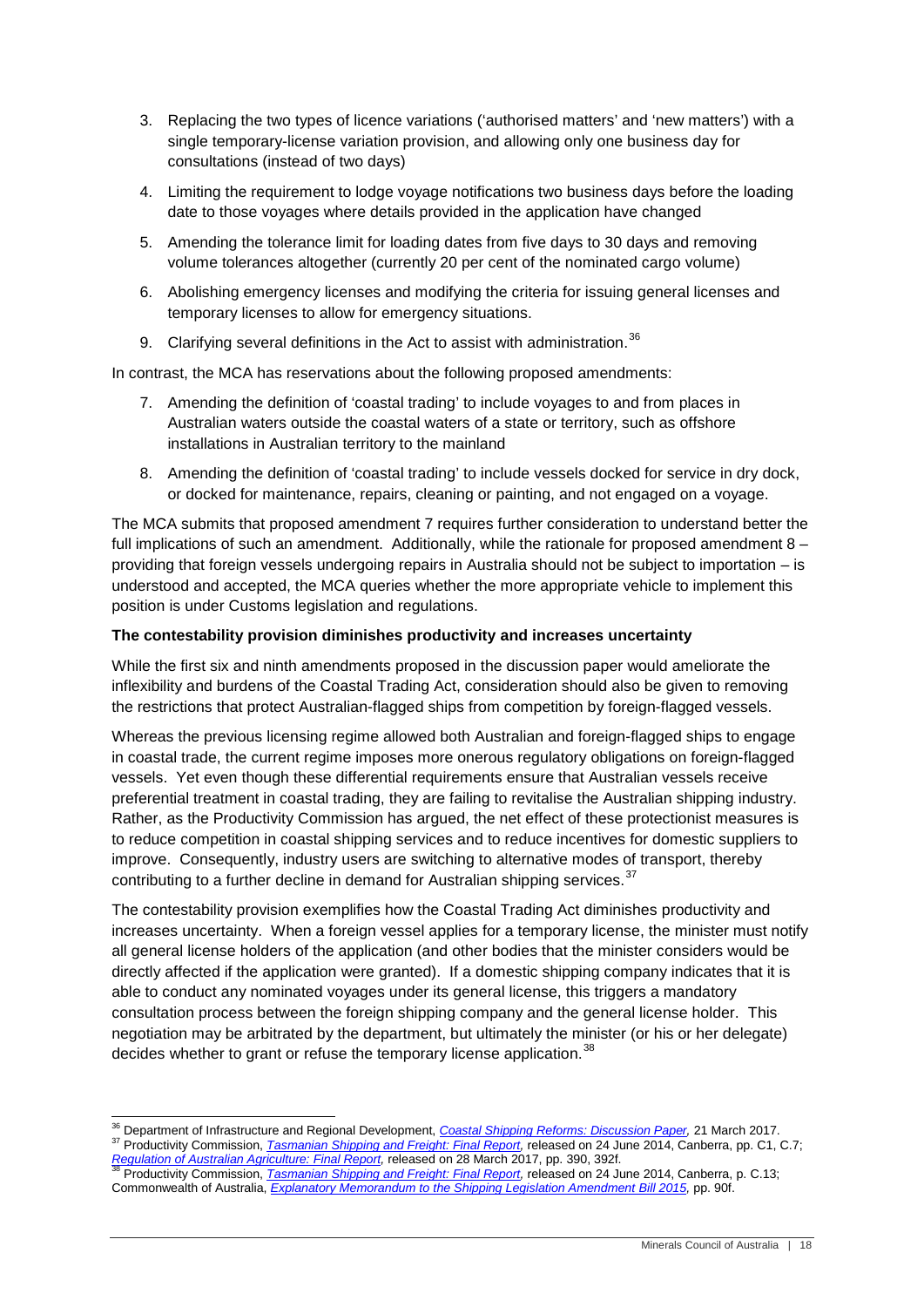3. Replacing the two types of licence variations ('authorised matters' and 'new matters') with a single temporary-license variation provision, and allowing only one business day for consultations (instead of two days)
4. Limiting the requirement to lodge voyage notifications two business days before the loading date to those voyages where details provided in the application have changed
5. Amending the tolerance limit for loading dates from five days to 30 days and removing volume tolerances altogether (currently 20 per cent of the nominated cargo volume)
6. Abolishing emergency licenses and modifying the criteria for issuing general licenses and temporary licenses to allow for emergency situations.
9. Clarifying several definitions in the Act to assist with administration.[36]

In contrast, the MCA has reservations about the following proposed amendments:

7. Amending the definition of 'coastal trading' to include voyages to and from places in Australian waters outside the coastal waters of a state or territory, such as offshore installations in Australian territory to the mainland
8. Amending the definition of 'coastal trading' to include vessels docked for service in dry dock, or docked for maintenance, repairs, cleaning or painting, and not engaged on a voyage.

The MCA submits that proposed amendment 7 requires further consideration to understand better the full implications of such an amendment. Additionally, while the rationale for proposed amendment 8 – providing that foreign vessels undergoing repairs in Australia should not be subject to importation – is understood and accepted, the MCA queries whether the more appropriate vehicle to implement this position is under Customs legislation and regulations.

**The contestability provision diminishes productivity and increases uncertainty**

While the first six and ninth amendments proposed in the discussion paper would ameliorate the inflexibility and burdens of the Coastal Trading Act, consideration should also be given to removing the restrictions that protect Australian-flagged ships from competition by foreign-flagged vessels.

Whereas the previous licensing regime allowed both Australian and foreign-flagged ships to engage in coastal trade, the current regime imposes more onerous regulatory obligations on foreign-flagged vessels. Yet even though these differential requirements ensure that Australian vessels receive preferential treatment in coastal trading, they are failing to revitalise the Australian shipping industry. Rather, as the Productivity Commission has argued, the net effect of these protectionist measures is to reduce competition in coastal shipping services and to reduce incentives for domestic suppliers to improve. Consequently, industry users are switching to alternative modes of transport, thereby contributing to a further decline in demand for Australian shipping services.[37]

The contestability provision exemplifies how the Coastal Trading Act diminishes productivity and increases uncertainty. When a foreign vessel applies for a temporary license, the minister must notify all general license holders of the application (and other bodies that the minister considers would be directly affected if the application were granted). If a domestic shipping company indicates that it is able to conduct any nominated voyages under its general license, this triggers a mandatory consultation process between the foreign shipping company and the general license holder. This negotiation may be arbitrated by the department, but ultimately the minister (or his or her delegate) decides whether to grant or refuse the temporary license application.[38]

---

[36] Department of Infrastructure and Regional Development, *Coastal Shipping Reforms: Discussion Paper,* 21 March 2017.

[37] Productivity Commission, *Tasmanian Shipping and Freight: Final Report,* released on 24 June 2014, Canberra, pp. C1, C.7; *Regulation of Australian Agriculture: Final Report,* released on 28 March 2017, pp. 390, 392f.

[38] Productivity Commission, *Tasmanian Shipping and Freight: Final Report,* released on 24 June 2014, Canberra, p. C.13; Commonwealth of Australia, *Explanatory Memorandum to the Shipping Legislation Amendment Bill 2015,* pp. 90f.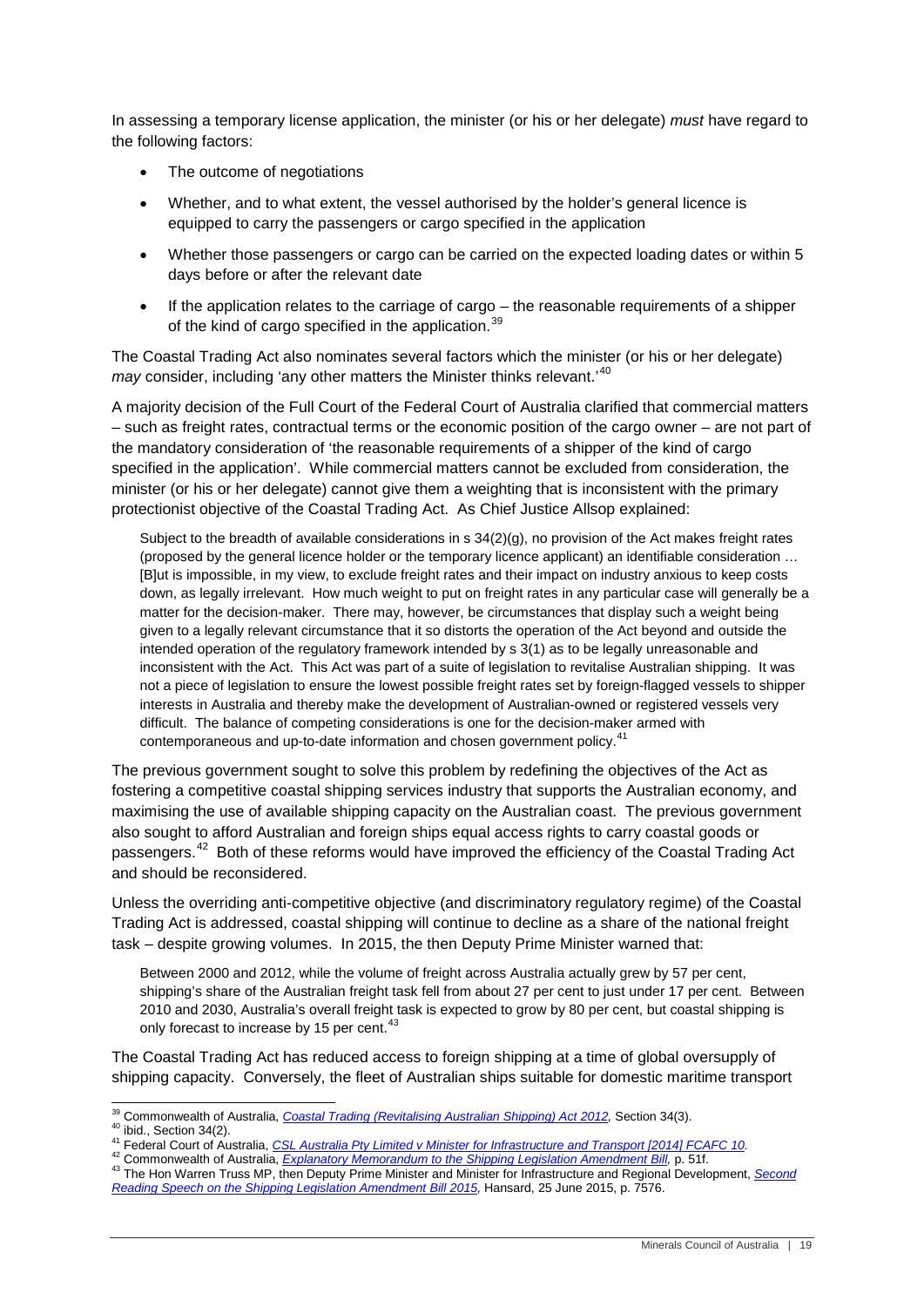In assessing a temporary license application, the minister (or his or her delegate) *must* have regard to the following factors:

- The outcome of negotiations
- Whether, and to what extent, the vessel authorised by the holder's general licence is equipped to carry the passengers or cargo specified in the application
- Whether those passengers or cargo can be carried on the expected loading dates or within 5 days before or after the relevant date
- If the application relates to the carriage of cargo – the reasonable requirements of a shipper of the kind of cargo specified in the application.[39]

The Coastal Trading Act also nominates several factors which the minister (or his or her delegate) *may* consider, including 'any other matters the Minister thinks relevant.'[40]

A majority decision of the Full Court of the Federal Court of Australia clarified that commercial matters – such as freight rates, contractual terms or the economic position of the cargo owner – are not part of the mandatory consideration of 'the reasonable requirements of a shipper of the kind of cargo specified in the application'. While commercial matters cannot be excluded from consideration, the minister (or his or her delegate) cannot give them a weighting that is inconsistent with the primary protectionist objective of the Coastal Trading Act. As Chief Justice Allsop explained:

> Subject to the breadth of available considerations in s 34(2)(g), no provision of the Act makes freight rates (proposed by the general licence holder or the temporary licence applicant) an identifiable consideration … [B]ut is impossible, in my view, to exclude freight rates and their impact on industry anxious to keep costs down, as legally irrelevant. How much weight to put on freight rates in any particular case will generally be a matter for the decision-maker. There may, however, be circumstances that display such a weight being given to a legally relevant circumstance that it so distorts the operation of the Act beyond and outside the intended operation of the regulatory framework intended by s 3(1) as to be legally unreasonable and inconsistent with the Act. This Act was part of a suite of legislation to revitalise Australian shipping. It was not a piece of legislation to ensure the lowest possible freight rates set by foreign-flagged vessels to shipper interests in Australia and thereby make the development of Australian-owned or registered vessels very difficult. The balance of competing considerations is one for the decision-maker armed with contemporaneous and up-to-date information and chosen government policy.[41]

The previous government sought to solve this problem by redefining the objectives of the Act as fostering a competitive coastal shipping services industry that supports the Australian economy, and maximising the use of available shipping capacity on the Australian coast. The previous government also sought to afford Australian and foreign ships equal access rights to carry coastal goods or passengers.[42] Both of these reforms would have improved the efficiency of the Coastal Trading Act and should be reconsidered.

Unless the overriding anti-competitive objective (and discriminatory regulatory regime) of the Coastal Trading Act is addressed, coastal shipping will continue to decline as a share of the national freight task – despite growing volumes. In 2015, the then Deputy Prime Minister warned that:

> Between 2000 and 2012, while the volume of freight across Australia actually grew by 57 per cent, shipping's share of the Australian freight task fell from about 27 per cent to just under 17 per cent. Between 2010 and 2030, Australia's overall freight task is expected to grow by 80 per cent, but coastal shipping is only forecast to increase by 15 per cent.[43]

The Coastal Trading Act has reduced access to foreign shipping at a time of global oversupply of shipping capacity. Conversely, the fleet of Australian ships suitable for domestic maritime transport

---

[39] Commonwealth of Australia, *Coastal Trading (Revitalising Australian Shipping) Act 2012,* Section 34(3).

[40] ibid., Section 34(2).

[41] Federal Court of Australia, *CSL Australia Pty Limited v Minister for Infrastructure and Transport [2014] FCAFC 10.*

[42] Commonwealth of Australia, *Explanatory Memorandum to the Shipping Legislation Amendment Bill,* p. 51f.

[43] The Hon Warren Truss MP, then Deputy Prime Minister and Minister for Infrastructure and Regional Development, *Second Reading Speech on the Shipping Legislation Amendment Bill 2015,* Hansard, 25 June 2015, p. 7576.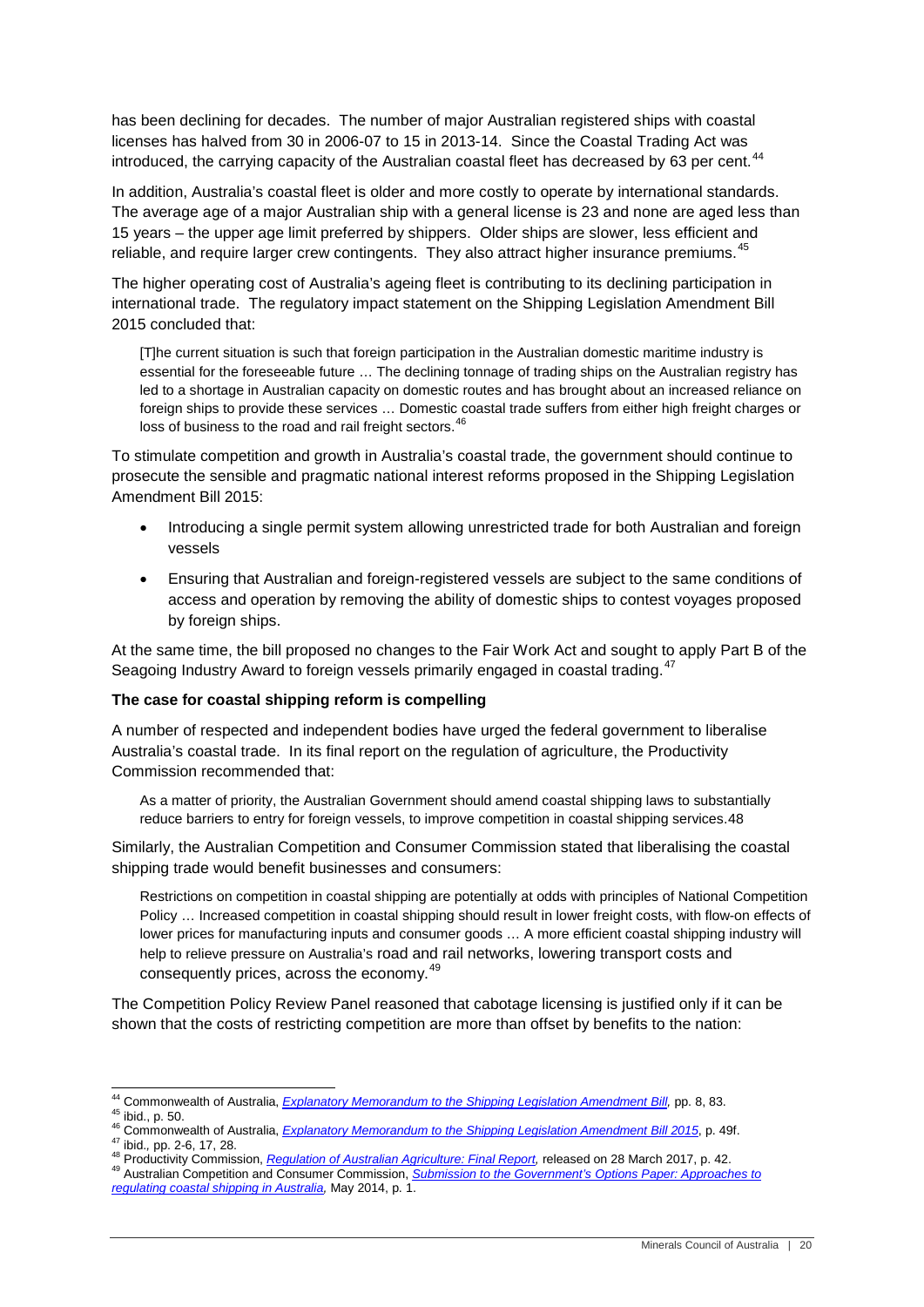has been declining for decades. The number of major Australian registered ships with coastal licenses has halved from 30 in 2006-07 to 15 in 2013-14. Since the Coastal Trading Act was introduced, the carrying capacity of the Australian coastal fleet has decreased by 63 per cent.[44]

In addition, Australia's coastal fleet is older and more costly to operate by international standards. The average age of a major Australian ship with a general license is 23 and none are aged less than 15 years – the upper age limit preferred by shippers. Older ships are slower, less efficient and reliable, and require larger crew contingents. They also attract higher insurance premiums.[45]

The higher operating cost of Australia's ageing fleet is contributing to its declining participation in international trade. The regulatory impact statement on the Shipping Legislation Amendment Bill 2015 concluded that:

> [T]he current situation is such that foreign participation in the Australian domestic maritime industry is essential for the foreseeable future … The declining tonnage of trading ships on the Australian registry has led to a shortage in Australian capacity on domestic routes and has brought about an increased reliance on foreign ships to provide these services … Domestic coastal trade suffers from either high freight charges or loss of business to the road and rail freight sectors.[46]

To stimulate competition and growth in Australia's coastal trade, the government should continue to prosecute the sensible and pragmatic national interest reforms proposed in the Shipping Legislation Amendment Bill 2015:

- Introducing a single permit system allowing unrestricted trade for both Australian and foreign vessels
- Ensuring that Australian and foreign-registered vessels are subject to the same conditions of access and operation by removing the ability of domestic ships to contest voyages proposed by foreign ships.

At the same time, the bill proposed no changes to the Fair Work Act and sought to apply Part B of the Seagoing Industry Award to foreign vessels primarily engaged in coastal trading.[47]

**The case for coastal shipping reform is compelling**

A number of respected and independent bodies have urged the federal government to liberalise Australia's coastal trade. In its final report on the regulation of agriculture, the Productivity Commission recommended that:

> As a matter of priority, the Australian Government should amend coastal shipping laws to substantially reduce barriers to entry for foreign vessels, to improve competition in coastal shipping services.48

Similarly, the Australian Competition and Consumer Commission stated that liberalising the coastal shipping trade would benefit businesses and consumers:

> Restrictions on competition in coastal shipping are potentially at odds with principles of National Competition Policy … Increased competition in coastal shipping should result in lower freight costs, with flow-on effects of lower prices for manufacturing inputs and consumer goods … A more efficient coastal shipping industry will help to relieve pressure on Australia's road and rail networks, lowering transport costs and consequently prices, across the economy.[49]

The Competition Policy Review Panel reasoned that cabotage licensing is justified only if it can be shown that the costs of restricting competition are more than offset by benefits to the nation:

---

[44] Commonwealth of Australia, *Explanatory Memorandum to the Shipping Legislation Amendment Bill,* pp. 8, 83.
[45] ibid., p. 50.
[46] Commonwealth of Australia, *Explanatory Memorandum to the Shipping Legislation Amendment Bill 2015*, p. 49f.
[47] ibid., pp. 2-6, 17, 28.
[48] Productivity Commission, *Regulation of Australian Agriculture: Final Report,* released on 28 March 2017, p. 42.
[49] Australian Competition and Consumer Commission, *Submission to the Government's Options Paper: Approaches to regulating coastal shipping in Australia,* May 2014, p. 1.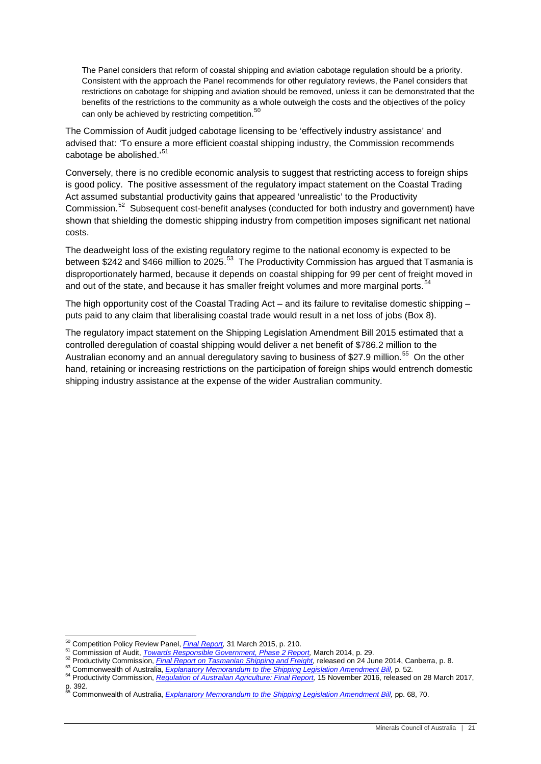> The Panel considers that reform of coastal shipping and aviation cabotage regulation should be a priority. Consistent with the approach the Panel recommends for other regulatory reviews, the Panel considers that restrictions on cabotage for shipping and aviation should be removed, unless it can be demonstrated that the benefits of the restrictions to the community as a whole outweigh the costs and the objectives of the policy can only be achieved by restricting competition.[50]

The Commission of Audit judged cabotage licensing to be 'effectively industry assistance' and advised that: 'To ensure a more efficient coastal shipping industry, the Commission recommends cabotage be abolished.'[51]

Conversely, there is no credible economic analysis to suggest that restricting access to foreign ships is good policy. The positive assessment of the regulatory impact statement on the Coastal Trading Act assumed substantial productivity gains that appeared 'unrealistic' to the Productivity Commission.[52] Subsequent cost-benefit analyses (conducted for both industry and government) have shown that shielding the domestic shipping industry from competition imposes significant net national costs.

The deadweight loss of the existing regulatory regime to the national economy is expected to be between $242 and $466 million to 2025.[53] The Productivity Commission has argued that Tasmania is disproportionately harmed, because it depends on coastal shipping for 99 per cent of freight moved in and out of the state, and because it has smaller freight volumes and more marginal ports.[54]

The high opportunity cost of the Coastal Trading Act – and its failure to revitalise domestic shipping – puts paid to any claim that liberalising coastal trade would result in a net loss of jobs (Box 8).

The regulatory impact statement on the Shipping Legislation Amendment Bill 2015 estimated that a controlled deregulation of coastal shipping would deliver a net benefit of $786.2 million to the Australian economy and an annual deregulatory saving to business of $27.9 million.[55] On the other hand, retaining or increasing restrictions on the participation of foreign ships would entrench domestic shipping industry assistance at the expense of the wider Australian community.

---

[50] Competition Policy Review Panel, *Final Report,* 31 March 2015, p. 210.
[51] Commission of Audit, *Towards Responsible Government, Phase 2 Report,* March 2014, p. 29.
[52] Productivity Commission, *Final Report on Tasmanian Shipping and Freight,* released on 24 June 2014, Canberra, p. 8.
[53] Commonwealth of Australia, *Explanatory Memorandum to the Shipping Legislation Amendment Bill,* p. 52.
[54] Productivity Commission, *Regulation of Australian Agriculture: Final Report,* 15 November 2016, released on 28 March 2017, p. 392.
[55] Commonwealth of Australia, *Explanatory Memorandum to the Shipping Legislation Amendment Bill,* pp. 68, 70.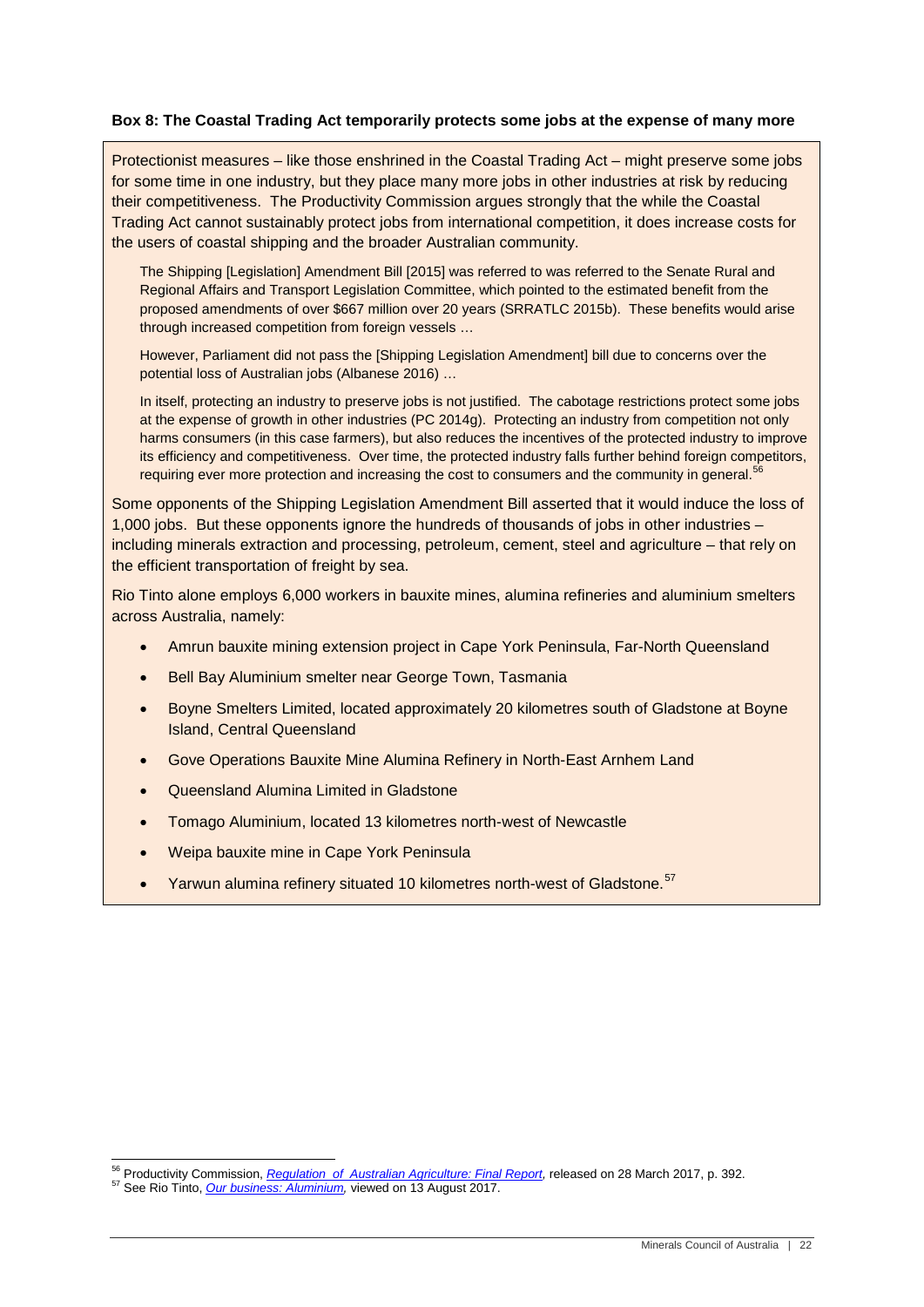**Box 8: The Coastal Trading Act temporarily protects some jobs at the expense of many more**

Protectionist measures – like those enshrined in the Coastal Trading Act – might preserve some jobs for some time in one industry, but they place many more jobs in other industries at risk by reducing their competitiveness. The Productivity Commission argues strongly that the while the Coastal Trading Act cannot sustainably protect jobs from international competition, it does increase costs for the users of coastal shipping and the broader Australian community.

> The Shipping [Legislation] Amendment Bill [2015] was referred to was referred to the Senate Rural and Regional Affairs and Transport Legislation Committee, which pointed to the estimated benefit from the proposed amendments of over $667 million over 20 years (SRRATLC 2015b). These benefits would arise through increased competition from foreign vessels …
>
> However, Parliament did not pass the [Shipping Legislation Amendment] bill due to concerns over the potential loss of Australian jobs (Albanese 2016) …
>
> In itself, protecting an industry to preserve jobs is not justified. The cabotage restrictions protect some jobs at the expense of growth in other industries (PC 2014g). Protecting an industry from competition not only harms consumers (in this case farmers), but also reduces the incentives of the protected industry to improve its efficiency and competitiveness. Over time, the protected industry falls further behind foreign competitors, requiring ever more protection and increasing the cost to consumers and the community in general.[56]

Some opponents of the Shipping Legislation Amendment Bill asserted that it would induce the loss of 1,000 jobs. But these opponents ignore the hundreds of thousands of jobs in other industries – including minerals extraction and processing, petroleum, cement, steel and agriculture – that rely on the efficient transportation of freight by sea.

Rio Tinto alone employs 6,000 workers in bauxite mines, alumina refineries and aluminium smelters across Australia, namely:

- Amrun bauxite mining extension project in Cape York Peninsula, Far-North Queensland
- Bell Bay Aluminium smelter near George Town, Tasmania
- Boyne Smelters Limited, located approximately 20 kilometres south of Gladstone at Boyne Island, Central Queensland
- Gove Operations Bauxite Mine Alumina Refinery in North-East Arnhem Land
- Queensland Alumina Limited in Gladstone
- Tomago Aluminium, located 13 kilometres north-west of Newcastle
- Weipa bauxite mine in Cape York Peninsula
- Yarwun alumina refinery situated 10 kilometres north-west of Gladstone.[57]

---

[56] Productivity Commission, *Regulation of Australian Agriculture: Final Report*, released on 28 March 2017, p. 392.

[57] See Rio Tinto, *Our business: Aluminium,* viewed on 13 August 2017.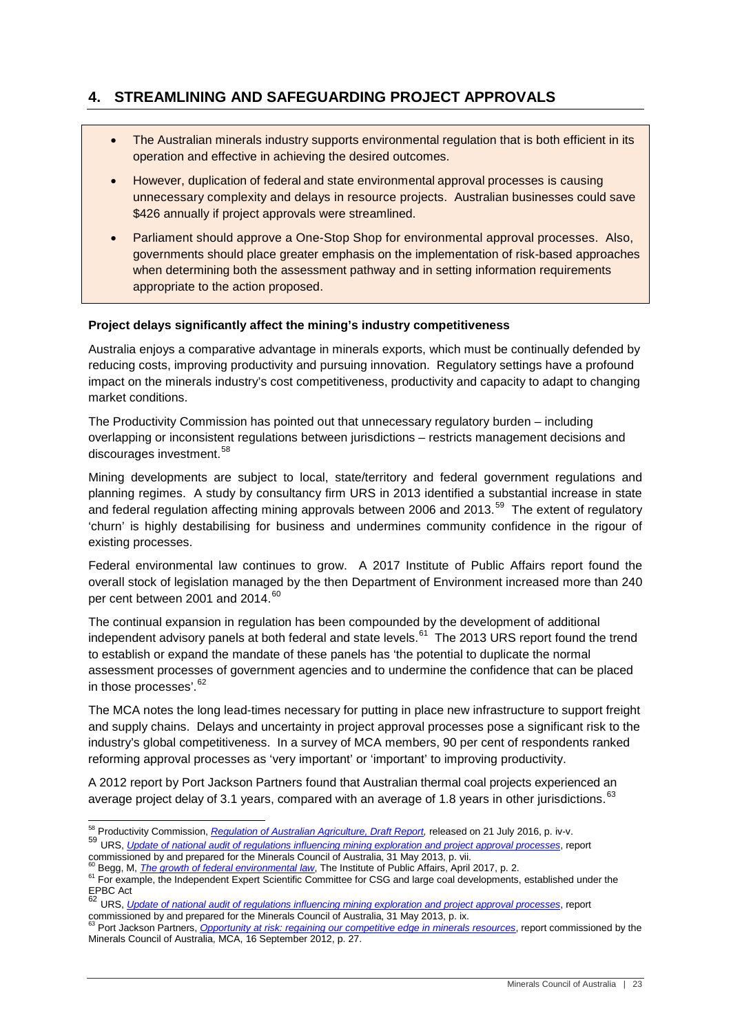## 4. STREAMLINING AND SAFEGUARDING PROJECT APPROVALS

- The Australian minerals industry supports environmental regulation that is both efficient in its operation and effective in achieving the desired outcomes.
- However, duplication of federal and state environmental approval processes is causing unnecessary complexity and delays in resource projects. Australian businesses could save $426 annually if project approvals were streamlined.
- Parliament should approve a One-Stop Shop for environmental approval processes. Also, governments should place greater emphasis on the implementation of risk-based approaches when determining both the assessment pathway and in setting information requirements appropriate to the action proposed.

**Project delays significantly affect the mining's industry competitiveness**

Australia enjoys a comparative advantage in minerals exports, which must be continually defended by reducing costs, improving productivity and pursuing innovation. Regulatory settings have a profound impact on the minerals industry's cost competitiveness, productivity and capacity to adapt to changing market conditions.

The Productivity Commission has pointed out that unnecessary regulatory burden – including overlapping or inconsistent regulations between jurisdictions – restricts management decisions and discourages investment.[58]

Mining developments are subject to local, state/territory and federal government regulations and planning regimes. A study by consultancy firm URS in 2013 identified a substantial increase in state and federal regulation affecting mining approvals between 2006 and 2013.[59] The extent of regulatory 'churn' is highly destabilising for business and undermines community confidence in the rigour of existing processes.

Federal environmental law continues to grow. A 2017 Institute of Public Affairs report found the overall stock of legislation managed by the then Department of Environment increased more than 240 per cent between 2001 and 2014.[60]

The continual expansion in regulation has been compounded by the development of additional independent advisory panels at both federal and state levels.[61] The 2013 URS report found the trend to establish or expand the mandate of these panels has 'the potential to duplicate the normal assessment processes of government agencies and to undermine the confidence that can be placed in those processes'.[62]

The MCA notes the long lead-times necessary for putting in place new infrastructure to support freight and supply chains. Delays and uncertainty in project approval processes pose a significant risk to the industry's global competitiveness. In a survey of MCA members, 90 per cent of respondents ranked reforming approval processes as 'very important' or 'important' to improving productivity.

A 2012 report by Port Jackson Partners found that Australian thermal coal projects experienced an average project delay of 3.1 years, compared with an average of 1.8 years in other jurisdictions.[63]

---

[58] Productivity Commission, *Regulation of Australian Agriculture, Draft Report,* released on 21 July 2016, p. iv-v.

[59] URS, *Update of national audit of regulations influencing mining exploration and project approval processes*, report commissioned by and prepared for the Minerals Council of Australia, 31 May 2013, p. vii.

[60] Begg, M, *The growth of federal environmental law*, The Institute of Public Affairs, April 2017, p. 2.

[61] For example, the Independent Expert Scientific Committee for CSG and large coal developments, established under the EPBC Act

[62] URS, *Update of national audit of regulations influencing mining exploration and project approval processes*, report commissioned by and prepared for the Minerals Council of Australia, 31 May 2013, p. ix.

[63] Port Jackson Partners, *Opportunity at risk: regaining our competitive edge in minerals resources*, report commissioned by the Minerals Council of Australia, MCA, 16 September 2012, p. 27.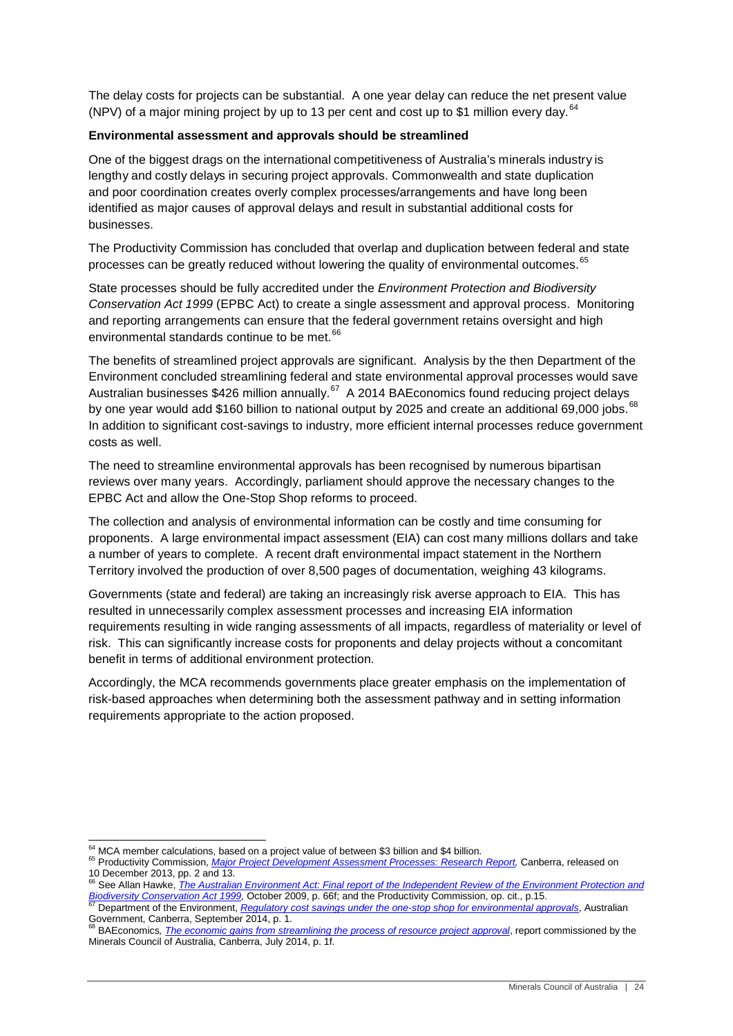The delay costs for projects can be substantial. A one year delay can reduce the net present value (NPV) of a major mining project by up to 13 per cent and cost up to $1 million every day.[64]

**Environmental assessment and approvals should be streamlined**

One of the biggest drags on the international competitiveness of Australia's minerals industry is lengthy and costly delays in securing project approvals. Commonwealth and state duplication and poor coordination creates overly complex processes/arrangements and have long been identified as major causes of approval delays and result in substantial additional costs for businesses.

The Productivity Commission has concluded that overlap and duplication between federal and state processes can be greatly reduced without lowering the quality of environmental outcomes.[65]

State processes should be fully accredited under the *Environment Protection and Biodiversity Conservation Act 1999* (EPBC Act) to create a single assessment and approval process. Monitoring and reporting arrangements can ensure that the federal government retains oversight and high environmental standards continue to be met.[66]

The benefits of streamlined project approvals are significant. Analysis by the then Department of the Environment concluded streamlining federal and state environmental approval processes would save Australian businesses $426 million annually.[67] A 2014 BAEconomics found reducing project delays by one year would add $160 billion to national output by 2025 and create an additional 69,000 jobs.[68] In addition to significant cost-savings to industry, more efficient internal processes reduce government costs as well.

The need to streamline environmental approvals has been recognised by numerous bipartisan reviews over many years. Accordingly, parliament should approve the necessary changes to the EPBC Act and allow the One-Stop Shop reforms to proceed.

The collection and analysis of environmental information can be costly and time consuming for proponents. A large environmental impact assessment (EIA) can cost many millions dollars and take a number of years to complete. A recent draft environmental impact statement in the Northern Territory involved the production of over 8,500 pages of documentation, weighing 43 kilograms.

Governments (state and federal) are taking an increasingly risk averse approach to EIA. This has resulted in unnecessarily complex assessment processes and increasing EIA information requirements resulting in wide ranging assessments of all impacts, regardless of materiality or level of risk. This can significantly increase costs for proponents and delay projects without a concomitant benefit in terms of additional environment protection.

Accordingly, the MCA recommends governments place greater emphasis on the implementation of risk-based approaches when determining both the assessment pathway and in setting information requirements appropriate to the action proposed.

---

[64] MCA member calculations, based on a project value of between $3 billion and $4 billion.

[65] Productivity Commission, *Major Project Development Assessment Processes: Research Report,* Canberra, released on 10 December 2013, pp. 2 and 13.

[66] See Allan Hawke, *The Australian Environment Act: Final report of the Independent Review of the Environment Protection and Biodiversity Conservation Act 1999,* October 2009, p. 66f; and the Productivity Commission, op. cit., p.15.

[67] Department of the Environment, *Regulatory cost savings under the one-stop shop for environmental approvals*, Australian Government, Canberra, September 2014, p. 1.

[68] BAEconomics*, The economic gains from streamlining the process of resource project approval*, report commissioned by the Minerals Council of Australia, Canberra, July 2014, p. 1f.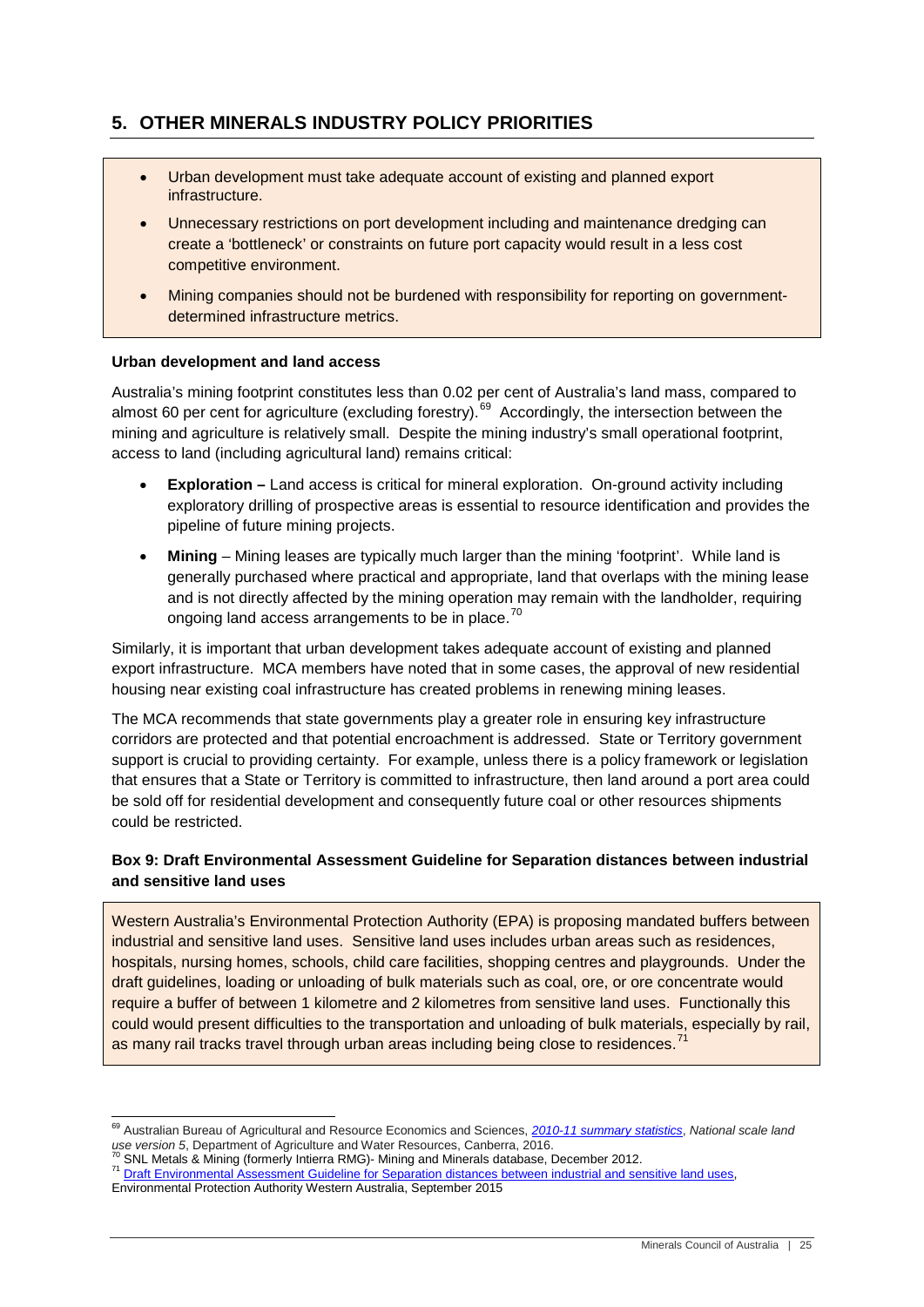## 5. OTHER MINERALS INDUSTRY POLICY PRIORITIES

- Urban development must take adequate account of existing and planned export infrastructure.
- Unnecessary restrictions on port development including and maintenance dredging can create a 'bottleneck' or constraints on future port capacity would result in a less cost competitive environment.
- Mining companies should not be burdened with responsibility for reporting on government-determined infrastructure metrics.

**Urban development and land access**

Australia's mining footprint constitutes less than 0.02 per cent of Australia's land mass, compared to almost 60 per cent for agriculture (excluding forestry).[69] Accordingly, the intersection between the mining and agriculture is relatively small. Despite the mining industry's small operational footprint, access to land (including agricultural land) remains critical:

- **Exploration –** Land access is critical for mineral exploration. On-ground activity including exploratory drilling of prospective areas is essential to resource identification and provides the pipeline of future mining projects.
- **Mining** – Mining leases are typically much larger than the mining 'footprint'. While land is generally purchased where practical and appropriate, land that overlaps with the mining lease and is not directly affected by the mining operation may remain with the landholder, requiring ongoing land access arrangements to be in place.[70]

Similarly, it is important that urban development takes adequate account of existing and planned export infrastructure. MCA members have noted that in some cases, the approval of new residential housing near existing coal infrastructure has created problems in renewing mining leases.

The MCA recommends that state governments play a greater role in ensuring key infrastructure corridors are protected and that potential encroachment is addressed. State or Territory government support is crucial to providing certainty. For example, unless there is a policy framework or legislation that ensures that a State or Territory is committed to infrastructure, then land around a port area could be sold off for residential development and consequently future coal or other resources shipments could be restricted.

**Box 9: Draft Environmental Assessment Guideline for Separation distances between industrial and sensitive land uses**

Western Australia's Environmental Protection Authority (EPA) is proposing mandated buffers between industrial and sensitive land uses. Sensitive land uses includes urban areas such as residences, hospitals, nursing homes, schools, child care facilities, shopping centres and playgrounds. Under the draft guidelines, loading or unloading of bulk materials such as coal, ore, or ore concentrate would require a buffer of between 1 kilometre and 2 kilometres from sensitive land uses. Functionally this could would present difficulties to the transportation and unloading of bulk materials, especially by rail, as many rail tracks travel through urban areas including being close to residences.[71]

---

[69] Australian Bureau of Agricultural and Resource Economics and Sciences, *2010-11 summary statistics*, *National scale land use version 5*, Department of Agriculture and Water Resources, Canberra, 2016.

[70] SNL Metals & Mining (formerly Intierra RMG)- Mining and Minerals database, December 2012.

[71] Draft Environmental Assessment Guideline for Separation distances between industrial and sensitive land uses, Environmental Protection Authority Western Australia, September 2015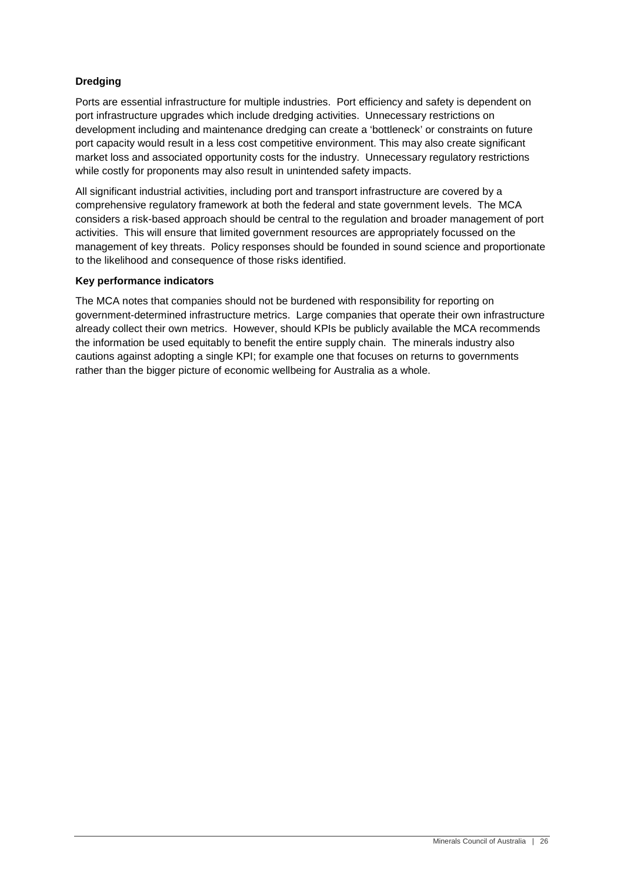**Dredging**

Ports are essential infrastructure for multiple industries. Port efficiency and safety is dependent on port infrastructure upgrades which include dredging activities. Unnecessary restrictions on development including and maintenance dredging can create a 'bottleneck' or constraints on future port capacity would result in a less cost competitive environment. This may also create significant market loss and associated opportunity costs for the industry. Unnecessary regulatory restrictions while costly for proponents may also result in unintended safety impacts.

All significant industrial activities, including port and transport infrastructure are covered by a comprehensive regulatory framework at both the federal and state government levels. The MCA considers a risk-based approach should be central to the regulation and broader management of port activities. This will ensure that limited government resources are appropriately focussed on the management of key threats. Policy responses should be founded in sound science and proportionate to the likelihood and consequence of those risks identified.

**Key performance indicators**

The MCA notes that companies should not be burdened with responsibility for reporting on government-determined infrastructure metrics. Large companies that operate their own infrastructure already collect their own metrics. However, should KPIs be publicly available the MCA recommends the information be used equitably to benefit the entire supply chain. The minerals industry also cautions against adopting a single KPI; for example one that focuses on returns to governments rather than the bigger picture of economic wellbeing for Australia as a whole.